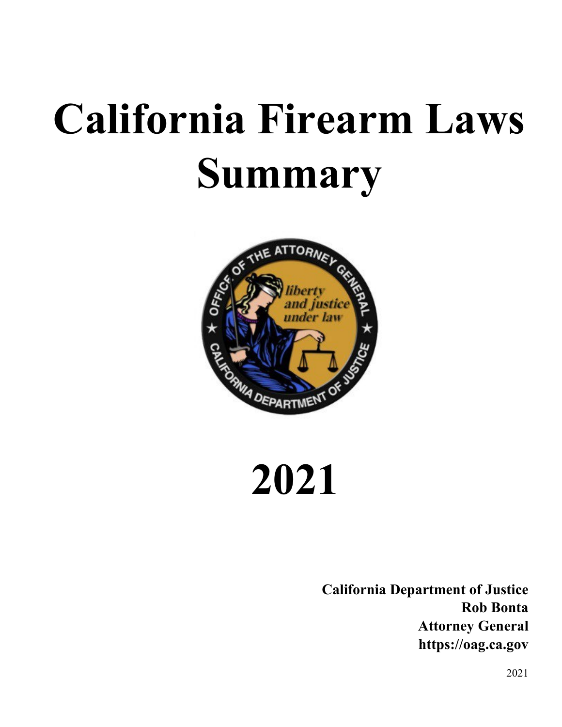# California Firearm Laws Summary

# 2021

**California Department of Justice**
**Rob Bonta**
**Attorney General**
**https://oag.ca.gov**

2021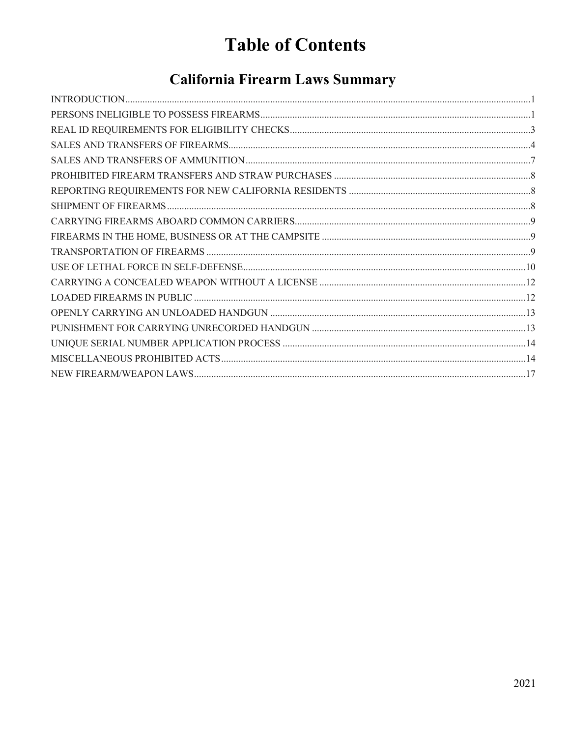# Table of Contents

## California Firearm Laws Summary

| Section | Page |
|---|---|
| INTRODUCTION | 1 |
| PERSONS INELIGIBLE TO POSSESS FIREARMS | 1 |
| REAL ID REQUIREMENTS FOR ELIGIBILITY CHECKS | 3 |
| SALES AND TRANSFERS OF FIREARMS | 4 |
| SALES AND TRANSFERS OF AMMUNITION | 7 |
| PROHIBITED FIREARM TRANSFERS AND STRAW PURCHASES | 8 |
| REPORTING REQUIREMENTS FOR NEW CALIFORNIA RESIDENTS | 8 |
| SHIPMENT OF FIREARMS | 8 |
| CARRYING FIREARMS ABOARD COMMON CARRIERS | 9 |
| FIREARMS IN THE HOME, BUSINESS OR AT THE CAMPSITE | 9 |
| TRANSPORTATION OF FIREARMS | 9 |
| USE OF LETHAL FORCE IN SELF-DEFENSE | 10 |
| CARRYING A CONCEALED WEAPON WITHOUT A LICENSE | 12 |
| LOADED FIREARMS IN PUBLIC | 12 |
| OPENLY CARRYING AN UNLOADED HANDGUN | 13 |
| PUNISHMENT FOR CARRYING UNRECORDED HANDGUN | 13 |
| UNIQUE SERIAL NUMBER APPLICATION PROCESS | 14 |
| MISCELLANEOUS PROHIBITED ACTS | 14 |
| NEW FIREARM/WEAPON LAWS | 17 |

2021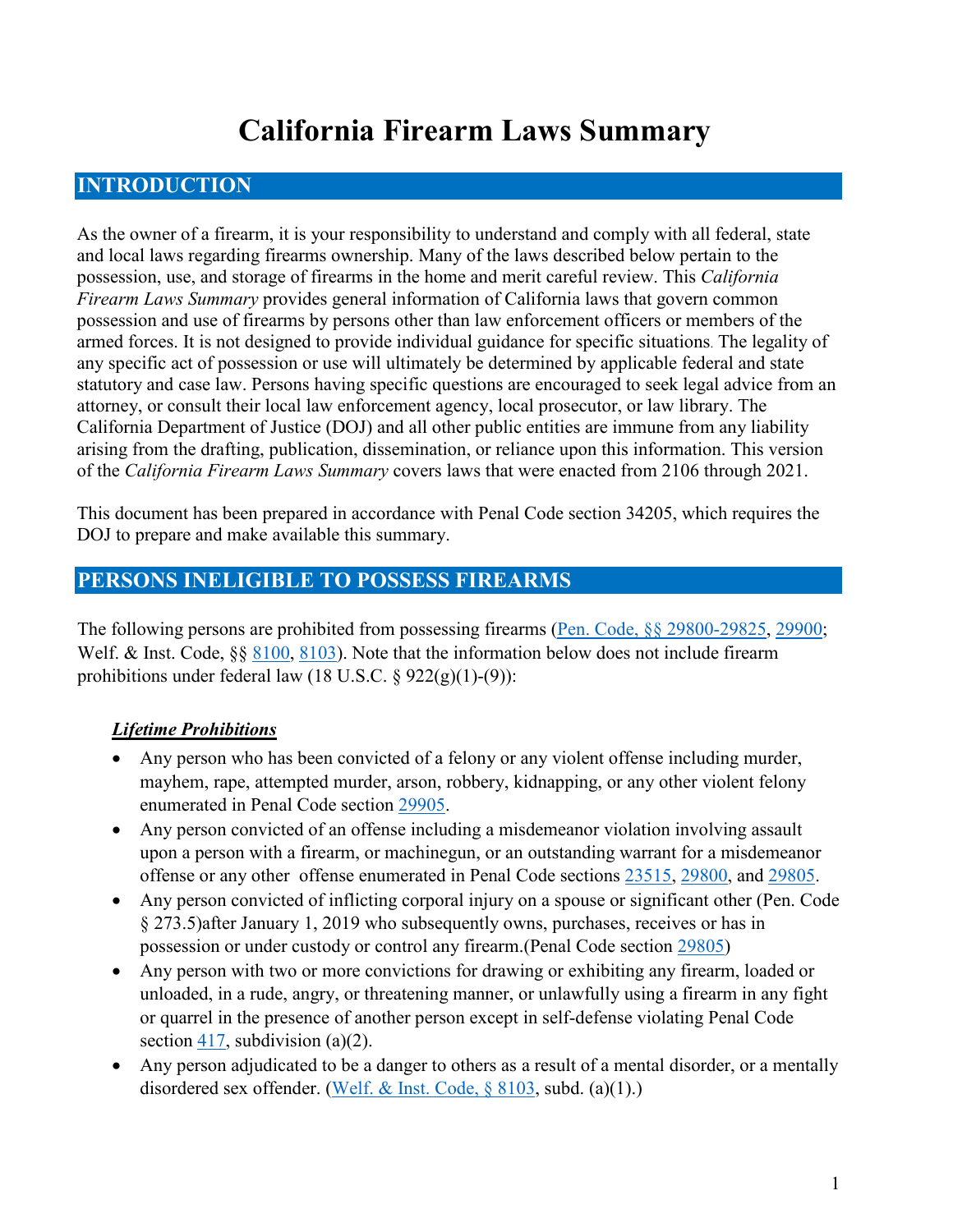# California Firearm Laws Summary

## INTRODUCTION

As the owner of a firearm, it is your responsibility to understand and comply with all federal, state and local laws regarding firearms ownership. Many of the laws described below pertain to the possession, use, and storage of firearms in the home and merit careful review. This *California Firearm Laws Summary* provides general information of California laws that govern common possession and use of firearms by persons other than law enforcement officers or members of the armed forces. It is not designed to provide individual guidance for specific situations. The legality of any specific act of possession or use will ultimately be determined by applicable federal and state statutory and case law. Persons having specific questions are encouraged to seek legal advice from an attorney, or consult their local law enforcement agency, local prosecutor, or law library. The California Department of Justice (DOJ) and all other public entities are immune from any liability arising from the drafting, publication, dissemination, or reliance upon this information. This version of the *California Firearm Laws Summary* covers laws that were enacted from 2106 through 2021.

This document has been prepared in accordance with Penal Code section 34205, which requires the DOJ to prepare and make available this summary.

## PERSONS INELIGIBLE TO POSSESS FIREARMS

The following persons are prohibited from possessing firearms (Pen. Code, §§ 29800-29825, 29900; Welf. & Inst. Code, §§ 8100, 8103). Note that the information below does not include firearm prohibitions under federal law (18 U.S.C. § 922(g)(1)-(9)):

### ***Lifetime Prohibitions***

- Any person who has been convicted of a felony or any violent offense including murder, mayhem, rape, attempted murder, arson, robbery, kidnapping, or any other violent felony enumerated in Penal Code section 29905.
- Any person convicted of an offense including a misdemeanor violation involving assault upon a person with a firearm, or machinegun, or an outstanding warrant for a misdemeanor offense or any other offense enumerated in Penal Code sections 23515, 29800, and 29805.
- Any person convicted of inflicting corporal injury on a spouse or significant other (Pen. Code § 273.5)after January 1, 2019 who subsequently owns, purchases, receives or has in possession or under custody or control any firearm.(Penal Code section 29805)
- Any person with two or more convictions for drawing or exhibiting any firearm, loaded or unloaded, in a rude, angry, or threatening manner, or unlawfully using a firearm in any fight or quarrel in the presence of another person except in self-defense violating Penal Code section 417, subdivision (a)(2).
- Any person adjudicated to be a danger to others as a result of a mental disorder, or a mentally disordered sex offender. (Welf. & Inst. Code, § 8103, subd. (a)(1).)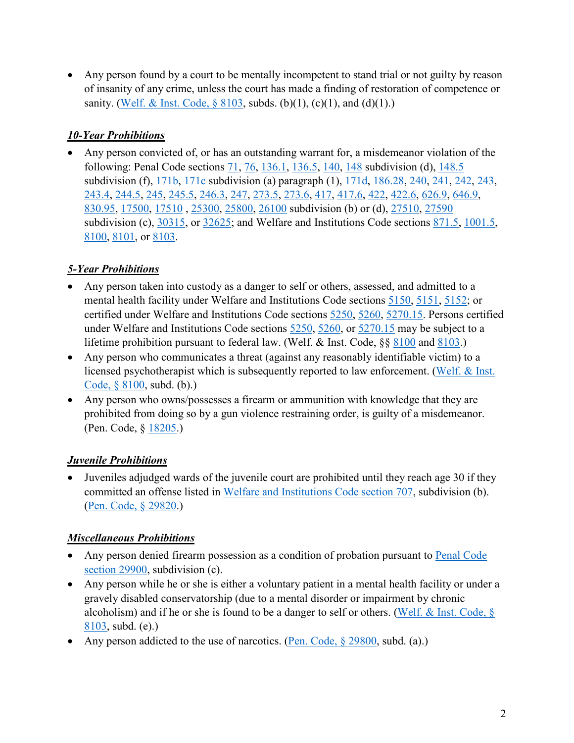- Any person found by a court to be mentally incompetent to stand trial or not guilty by reason of insanity of any crime, unless the court has made a finding of restoration of competence or sanity. (Welf. & Inst. Code, § 8103, subds. (b)(1), (c)(1), and (d)(1).)

***10-Year Prohibitions***

- Any person convicted of, or has an outstanding warrant for, a misdemeanor violation of the following: Penal Code sections 71, 76, 136.1, 136.5, 140, 148 subdivision (d), 148.5 subdivision (f), 171b, 171c subdivision (a) paragraph (1), 171d, 186.28, 240, 241, 242, 243, 243.4, 244.5, 245, 245.5, 246.3, 247, 273.5, 273.6, 417, 417.6, 422, 422.6, 626.9, 646.9, 830.95, 17500, 17510 , 25300, 25800, 26100 subdivision (b) or (d), 27510, 27590 subdivision (c), 30315, or 32625; and Welfare and Institutions Code sections 871.5, 1001.5, 8100, 8101, or 8103.

***5-Year Prohibitions***

- Any person taken into custody as a danger to self or others, assessed, and admitted to a mental health facility under Welfare and Institutions Code sections 5150, 5151, 5152; or certified under Welfare and Institutions Code sections 5250, 5260, 5270.15. Persons certified under Welfare and Institutions Code sections 5250, 5260, or 5270.15 may be subject to a lifetime prohibition pursuant to federal law. (Welf. & Inst. Code, §§ 8100 and 8103.)
- Any person who communicates a threat (against any reasonably identifiable victim) to a licensed psychotherapist which is subsequently reported to law enforcement. (Welf. & Inst. Code, § 8100, subd. (b).)
- Any person who owns/possesses a firearm or ammunition with knowledge that they are prohibited from doing so by a gun violence restraining order, is guilty of a misdemeanor. (Pen. Code, § 18205.)

***Juvenile Prohibitions***

- Juveniles adjudged wards of the juvenile court are prohibited until they reach age 30 if they committed an offense listed in Welfare and Institutions Code section 707, subdivision (b). (Pen. Code, § 29820.)

***Miscellaneous Prohibitions***

- Any person denied firearm possession as a condition of probation pursuant to Penal Code section 29900, subdivision (c).
- Any person while he or she is either a voluntary patient in a mental health facility or under a gravely disabled conservatorship (due to a mental disorder or impairment by chronic alcoholism) and if he or she is found to be a danger to self or others. (Welf. & Inst. Code, § 8103, subd. (e).)
- Any person addicted to the use of narcotics. (Pen. Code, § 29800, subd. (a).)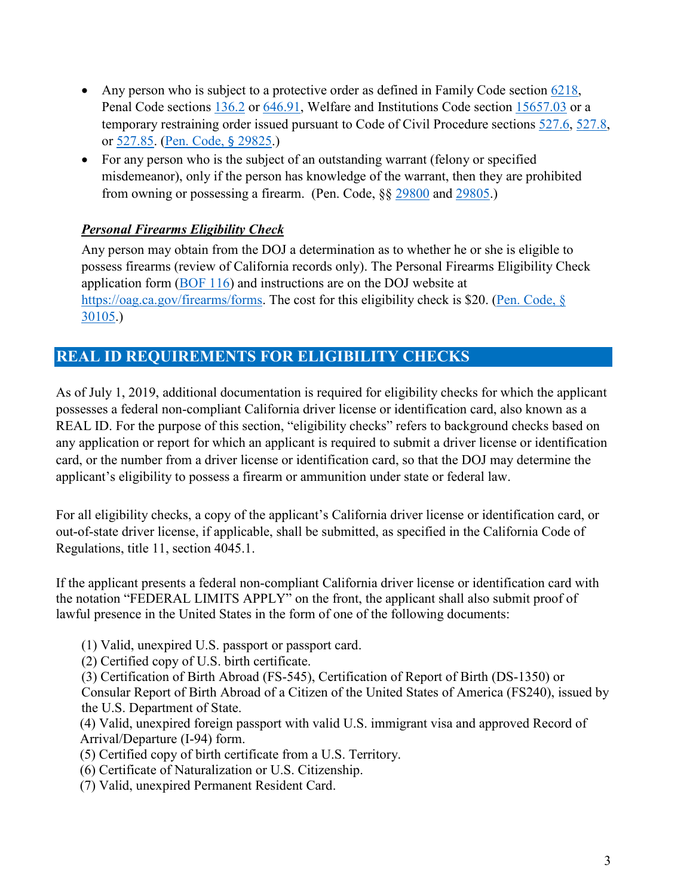- Any person who is subject to a protective order as defined in Family Code section 6218, Penal Code sections 136.2 or 646.91, Welfare and Institutions Code section 15657.03 or a temporary restraining order issued pursuant to Code of Civil Procedure sections 527.6, 527.8, or 527.85. (Pen. Code, § 29825.)
- For any person who is the subject of an outstanding warrant (felony or specified misdemeanor), only if the person has knowledge of the warrant, then they are prohibited from owning or possessing a firearm. (Pen. Code, §§ 29800 and 29805.)

***Personal Firearms Eligibility Check***

Any person may obtain from the DOJ a determination as to whether he or she is eligible to possess firearms (review of California records only). The Personal Firearms Eligibility Check application form (BOF 116) and instructions are on the DOJ website at https://oag.ca.gov/firearms/forms. The cost for this eligibility check is $20. (Pen. Code, § 30105.)

## REAL ID REQUIREMENTS FOR ELIGIBILITY CHECKS

As of July 1, 2019, additional documentation is required for eligibility checks for which the applicant possesses a federal non-compliant California driver license or identification card, also known as a REAL ID. For the purpose of this section, "eligibility checks" refers to background checks based on any application or report for which an applicant is required to submit a driver license or identification card, or the number from a driver license or identification card, so that the DOJ may determine the applicant's eligibility to possess a firearm or ammunition under state or federal law.

For all eligibility checks, a copy of the applicant's California driver license or identification card, or out-of-state driver license, if applicable, shall be submitted, as specified in the California Code of Regulations, title 11, section 4045.1.

If the applicant presents a federal non-compliant California driver license or identification card with the notation "FEDERAL LIMITS APPLY" on the front, the applicant shall also submit proof of lawful presence in the United States in the form of one of the following documents:

(1) Valid, unexpired U.S. passport or passport card.
(2) Certified copy of U.S. birth certificate.
(3) Certification of Birth Abroad (FS-545), Certification of Report of Birth (DS-1350) or Consular Report of Birth Abroad of a Citizen of the United States of America (FS240), issued by the U.S. Department of State.
(4) Valid, unexpired foreign passport with valid U.S. immigrant visa and approved Record of Arrival/Departure (I-94) form.
(5) Certified copy of birth certificate from a U.S. Territory.
(6) Certificate of Naturalization or U.S. Citizenship.
(7) Valid, unexpired Permanent Resident Card.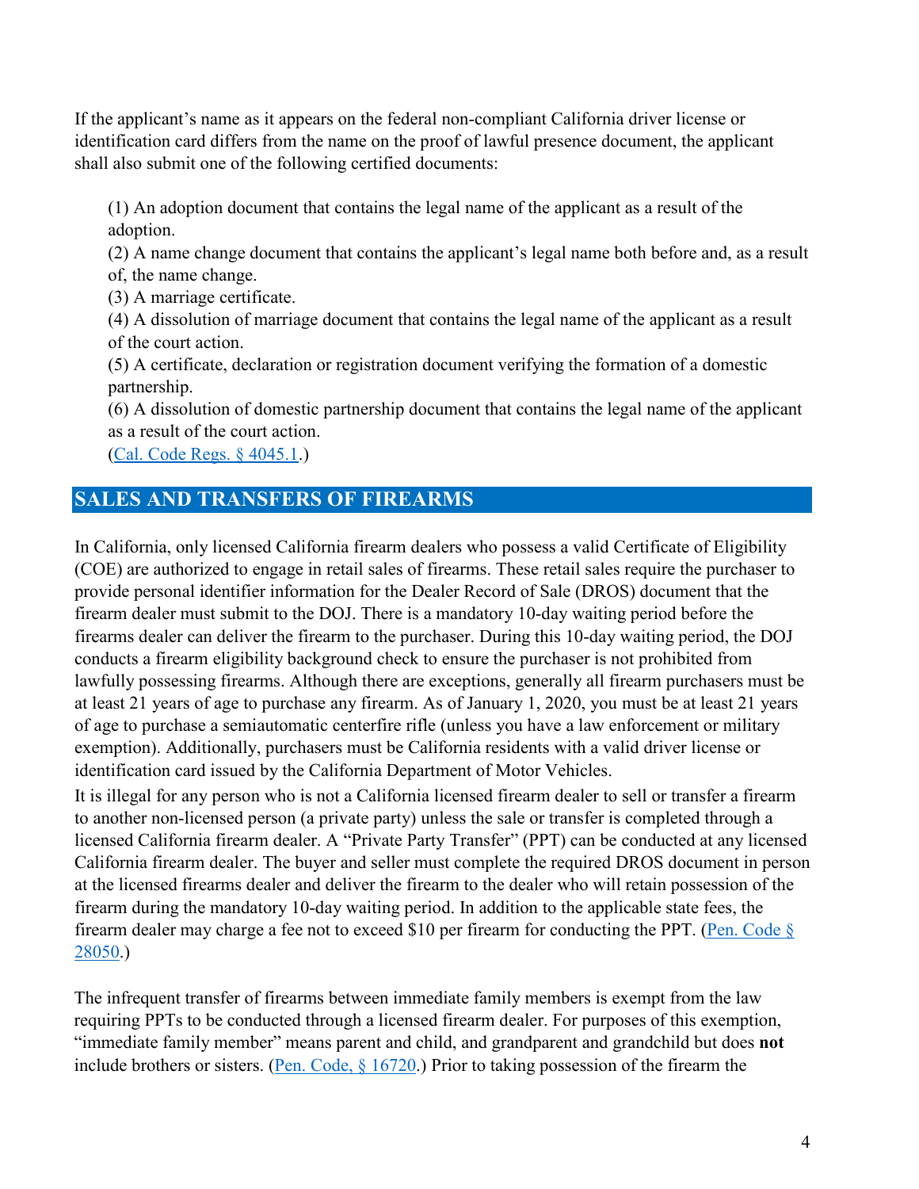If the applicant's name as it appears on the federal non-compliant California driver license or identification card differs from the name on the proof of lawful presence document, the applicant shall also submit one of the following certified documents:

(1) An adoption document that contains the legal name of the applicant as a result of the adoption.
(2) A name change document that contains the applicant's legal name both before and, as a result of, the name change.
(3) A marriage certificate.
(4) A dissolution of marriage document that contains the legal name of the applicant as a result of the court action.
(5) A certificate, declaration or registration document verifying the formation of a domestic partnership.
(6) A dissolution of domestic partnership document that contains the legal name of the applicant as a result of the court action.
(Cal. Code Regs. § 4045.1.)

## SALES AND TRANSFERS OF FIREARMS

In California, only licensed California firearm dealers who possess a valid Certificate of Eligibility (COE) are authorized to engage in retail sales of firearms. These retail sales require the purchaser to provide personal identifier information for the Dealer Record of Sale (DROS) document that the firearm dealer must submit to the DOJ. There is a mandatory 10-day waiting period before the firearms dealer can deliver the firearm to the purchaser. During this 10-day waiting period, the DOJ conducts a firearm eligibility background check to ensure the purchaser is not prohibited from lawfully possessing firearms. Although there are exceptions, generally all firearm purchasers must be at least 21 years of age to purchase any firearm. As of January 1, 2020, you must be at least 21 years of age to purchase a semiautomatic centerfire rifle (unless you have a law enforcement or military exemption). Additionally, purchasers must be California residents with a valid driver license or identification card issued by the California Department of Motor Vehicles.

It is illegal for any person who is not a California licensed firearm dealer to sell or transfer a firearm to another non-licensed person (a private party) unless the sale or transfer is completed through a licensed California firearm dealer. A "Private Party Transfer" (PPT) can be conducted at any licensed California firearm dealer. The buyer and seller must complete the required DROS document in person at the licensed firearms dealer and deliver the firearm to the dealer who will retain possession of the firearm during the mandatory 10-day waiting period. In addition to the applicable state fees, the firearm dealer may charge a fee not to exceed $10 per firearm for conducting the PPT. (Pen. Code § 28050.)

The infrequent transfer of firearms between immediate family members is exempt from the law requiring PPTs to be conducted through a licensed firearm dealer. For purposes of this exemption, "immediate family member" means parent and child, and grandparent and grandchild but does **not** include brothers or sisters. (Pen. Code, § 16720.) Prior to taking possession of the firearm the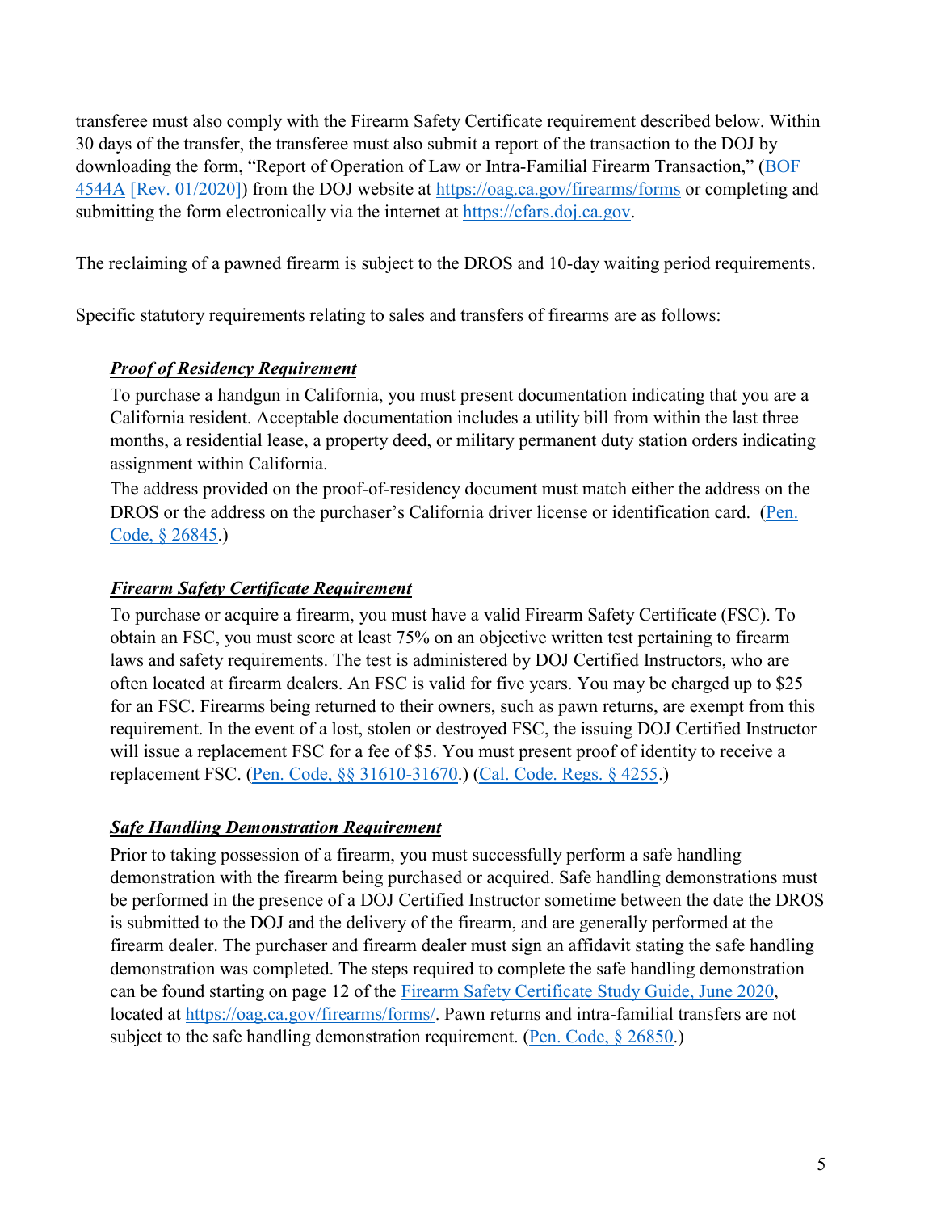transferee must also comply with the Firearm Safety Certificate requirement described below. Within 30 days of the transfer, the transferee must also submit a report of the transaction to the DOJ by downloading the form, "Report of Operation of Law or Intra-Familial Firearm Transaction," (BOF 4544A [Rev. 01/2020]) from the DOJ website at https://oag.ca.gov/firearms/forms or completing and submitting the form electronically via the internet at https://cfars.doj.ca.gov.

The reclaiming of a pawned firearm is subject to the DROS and 10-day waiting period requirements.

Specific statutory requirements relating to sales and transfers of firearms are as follows:

***Proof of Residency Requirement***

To purchase a handgun in California, you must present documentation indicating that you are a California resident. Acceptable documentation includes a utility bill from within the last three months, a residential lease, a property deed, or military permanent duty station orders indicating assignment within California.

The address provided on the proof-of-residency document must match either the address on the DROS or the address on the purchaser's California driver license or identification card. (Pen. Code, § 26845.)

***Firearm Safety Certificate Requirement***

To purchase or acquire a firearm, you must have a valid Firearm Safety Certificate (FSC). To obtain an FSC, you must score at least 75% on an objective written test pertaining to firearm laws and safety requirements. The test is administered by DOJ Certified Instructors, who are often located at firearm dealers. An FSC is valid for five years. You may be charged up to $25 for an FSC. Firearms being returned to their owners, such as pawn returns, are exempt from this requirement. In the event of a lost, stolen or destroyed FSC, the issuing DOJ Certified Instructor will issue a replacement FSC for a fee of $5. You must present proof of identity to receive a replacement FSC. (Pen. Code, §§ 31610-31670.) (Cal. Code. Regs. § 4255.)

***Safe Handling Demonstration Requirement***

Prior to taking possession of a firearm, you must successfully perform a safe handling demonstration with the firearm being purchased or acquired. Safe handling demonstrations must be performed in the presence of a DOJ Certified Instructor sometime between the date the DROS is submitted to the DOJ and the delivery of the firearm, and are generally performed at the firearm dealer. The purchaser and firearm dealer must sign an affidavit stating the safe handling demonstration was completed. The steps required to complete the safe handling demonstration can be found starting on page 12 of the Firearm Safety Certificate Study Guide, June 2020, located at https://oag.ca.gov/firearms/forms/. Pawn returns and intra-familial transfers are not subject to the safe handling demonstration requirement. (Pen. Code, § 26850.)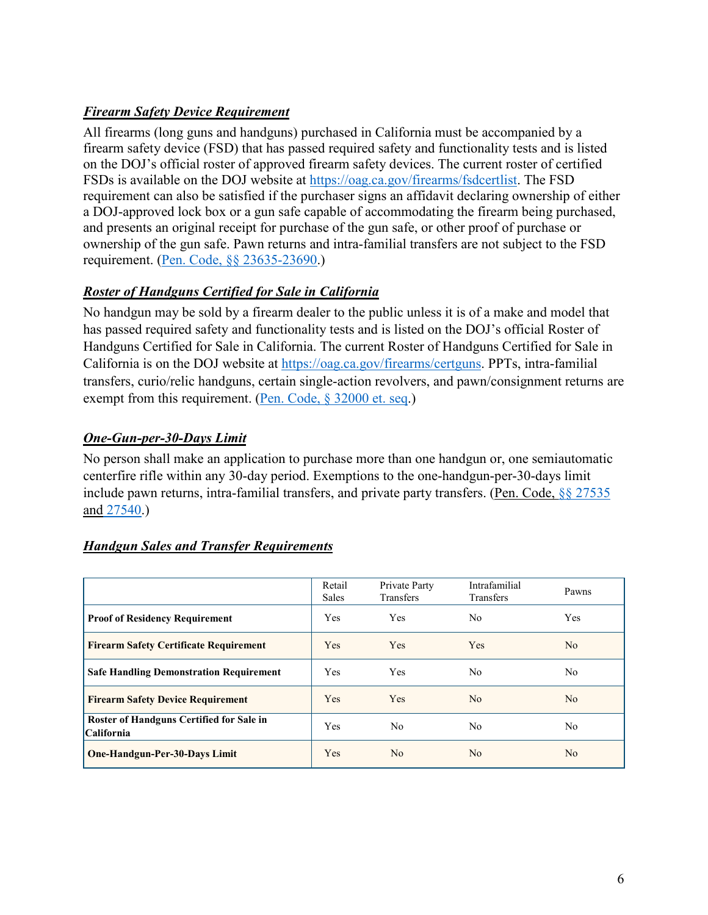### ***Firearm Safety Device Requirement***

All firearms (long guns and handguns) purchased in California must be accompanied by a firearm safety device (FSD) that has passed required safety and functionality tests and is listed on the DOJ's official roster of approved firearm safety devices. The current roster of certified FSDs is available on the DOJ website at https://oag.ca.gov/firearms/fsdcertlist. The FSD requirement can also be satisfied if the purchaser signs an affidavit declaring ownership of either a DOJ-approved lock box or a gun safe capable of accommodating the firearm being purchased, and presents an original receipt for purchase of the gun safe, or other proof of purchase or ownership of the gun safe. Pawn returns and intra-familial transfers are not subject to the FSD requirement. (Pen. Code, §§ 23635-23690.)

### ***Roster of Handguns Certified for Sale in California***

No handgun may be sold by a firearm dealer to the public unless it is of a make and model that has passed required safety and functionality tests and is listed on the DOJ's official Roster of Handguns Certified for Sale in California. The current Roster of Handguns Certified for Sale in California is on the DOJ website at https://oag.ca.gov/firearms/certguns. PPTs, intra-familial transfers, curio/relic handguns, certain single-action revolvers, and pawn/consignment returns are exempt from this requirement. (Pen. Code, § 32000 et. seq.)

### ***One-Gun-per-30-Days Limit***

No person shall make an application to purchase more than one handgun or, one semiautomatic centerfire rifle within any 30-day period. Exemptions to the one-handgun-per-30-days limit include pawn returns, intra-familial transfers, and private party transfers. (Pen. Code, §§ 27535 and 27540.)

### ***Handgun Sales and Transfer Requirements***

| | Retail Sales | Private Party Transfers | Intrafamilial Transfers | Pawns |
|---|---|---|---|---|
| **Proof of Residency Requirement** | Yes | Yes | No | Yes |
| **Firearm Safety Certificate Requirement** | Yes | Yes | Yes | No |
| **Safe Handling Demonstration Requirement** | Yes | Yes | No | No |
| **Firearm Safety Device Requirement** | Yes | Yes | No | No |
| **Roster of Handguns Certified for Sale in California** | Yes | No | No | No |
| **One-Handgun-Per-30-Days Limit** | Yes | No | No | No |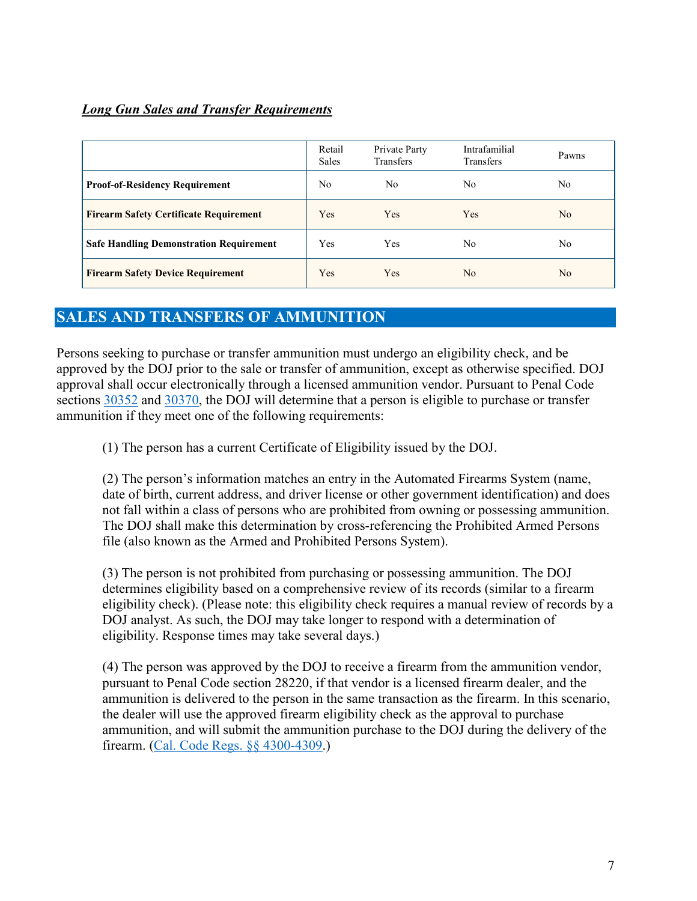***Long Gun Sales and Transfer Requirements***

| | Retail Sales | Private Party Transfers | Intrafamilial Transfers | Pawns |
|---|---|---|---|---|
| **Proof-of-Residency Requirement** | No | No | No | No |
| **Firearm Safety Certificate Requirement** | Yes | Yes | Yes | No |
| **Safe Handling Demonstration Requirement** | Yes | Yes | No | No |
| **Firearm Safety Device Requirement** | Yes | Yes | No | No |

## SALES AND TRANSFERS OF AMMUNITION

Persons seeking to purchase or transfer ammunition must undergo an eligibility check, and be approved by the DOJ prior to the sale or transfer of ammunition, except as otherwise specified. DOJ approval shall occur electronically through a licensed ammunition vendor. Pursuant to Penal Code sections 30352 and 30370, the DOJ will determine that a person is eligible to purchase or transfer ammunition if they meet one of the following requirements:

(1) The person has a current Certificate of Eligibility issued by the DOJ.

(2) The person's information matches an entry in the Automated Firearms System (name, date of birth, current address, and driver license or other government identification) and does not fall within a class of persons who are prohibited from owning or possessing ammunition. The DOJ shall make this determination by cross-referencing the Prohibited Armed Persons file (also known as the Armed and Prohibited Persons System).

(3) The person is not prohibited from purchasing or possessing ammunition. The DOJ determines eligibility based on a comprehensive review of its records (similar to a firearm eligibility check). (Please note: this eligibility check requires a manual review of records by a DOJ analyst. As such, the DOJ may take longer to respond with a determination of eligibility. Response times may take several days.)

(4) The person was approved by the DOJ to receive a firearm from the ammunition vendor, pursuant to Penal Code section 28220, if that vendor is a licensed firearm dealer, and the ammunition is delivered to the person in the same transaction as the firearm. In this scenario, the dealer will use the approved firearm eligibility check as the approval to purchase ammunition, and will submit the ammunition purchase to the DOJ during the delivery of the firearm. (Cal. Code Regs. §§ 4300-4309.)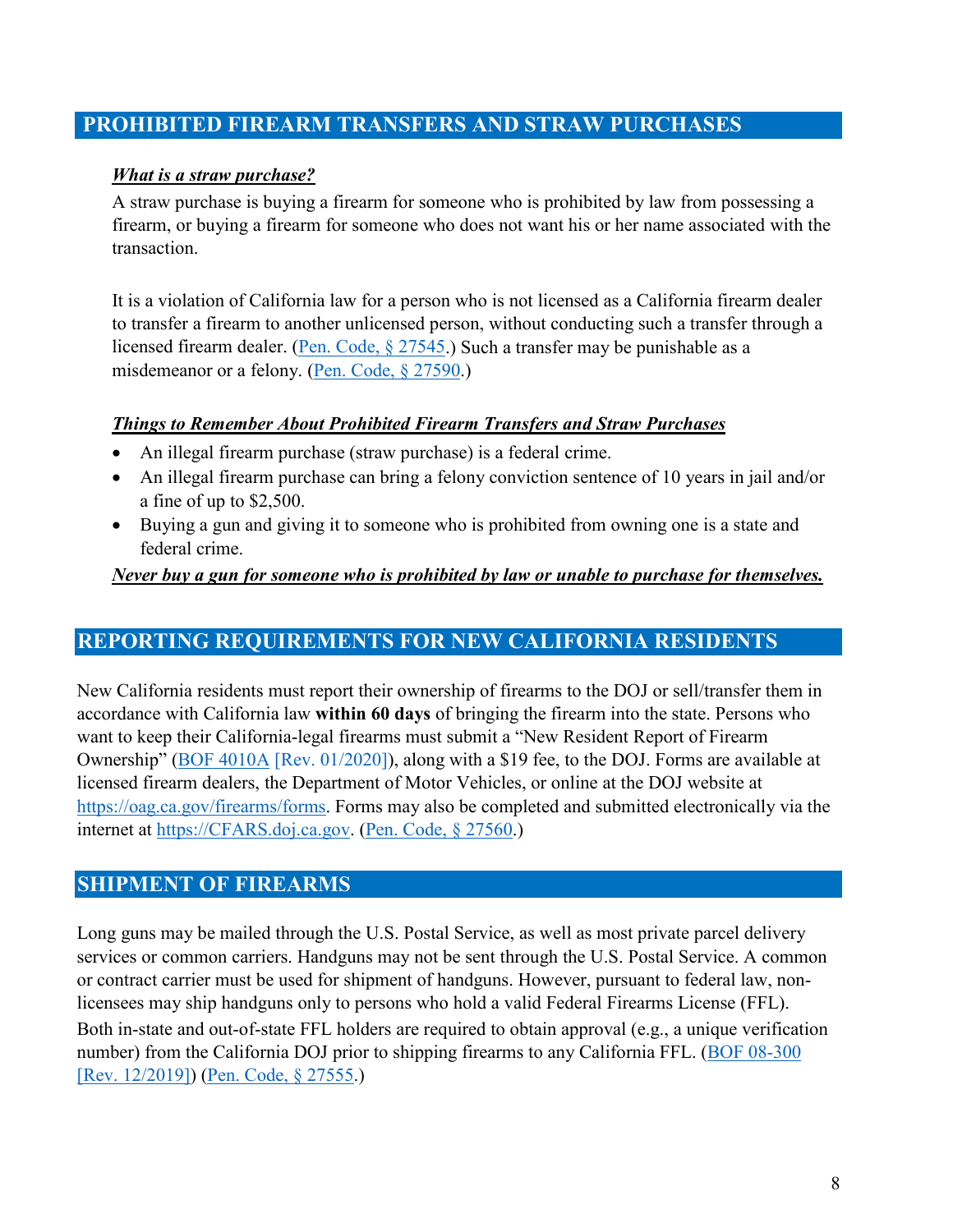## PROHIBITED FIREARM TRANSFERS AND STRAW PURCHASES

***What is a straw purchase?***

A straw purchase is buying a firearm for someone who is prohibited by law from possessing a firearm, or buying a firearm for someone who does not want his or her name associated with the transaction.

It is a violation of California law for a person who is not licensed as a California firearm dealer to transfer a firearm to another unlicensed person, without conducting such a transfer through a licensed firearm dealer. (Pen. Code, § 27545.) Such a transfer may be punishable as a misdemeanor or a felony. (Pen. Code, § 27590.)

***Things to Remember About Prohibited Firearm Transfers and Straw Purchases***

- An illegal firearm purchase (straw purchase) is a federal crime.
- An illegal firearm purchase can bring a felony conviction sentence of 10 years in jail and/or a fine of up to $2,500.
- Buying a gun and giving it to someone who is prohibited from owning one is a state and federal crime.

***Never buy a gun for someone who is prohibited by law or unable to purchase for themselves.***

## REPORTING REQUIREMENTS FOR NEW CALIFORNIA RESIDENTS

New California residents must report their ownership of firearms to the DOJ or sell/transfer them in accordance with California law **within 60 days** of bringing the firearm into the state. Persons who want to keep their California-legal firearms must submit a "New Resident Report of Firearm Ownership" (BOF 4010A [Rev. 01/2020]), along with a $19 fee, to the DOJ. Forms are available at licensed firearm dealers, the Department of Motor Vehicles, or online at the DOJ website at https://oag.ca.gov/firearms/forms. Forms may also be completed and submitted electronically via the internet at https://CFARS.doj.ca.gov. (Pen. Code, § 27560.)

## SHIPMENT OF FIREARMS

Long guns may be mailed through the U.S. Postal Service, as well as most private parcel delivery services or common carriers. Handguns may not be sent through the U.S. Postal Service. A common or contract carrier must be used for shipment of handguns. However, pursuant to federal law, non-licensees may ship handguns only to persons who hold a valid Federal Firearms License (FFL). Both in-state and out-of-state FFL holders are required to obtain approval (e.g., a unique verification number) from the California DOJ prior to shipping firearms to any California FFL. (BOF 08-300 [Rev. 12/2019]) (Pen. Code, § 27555.)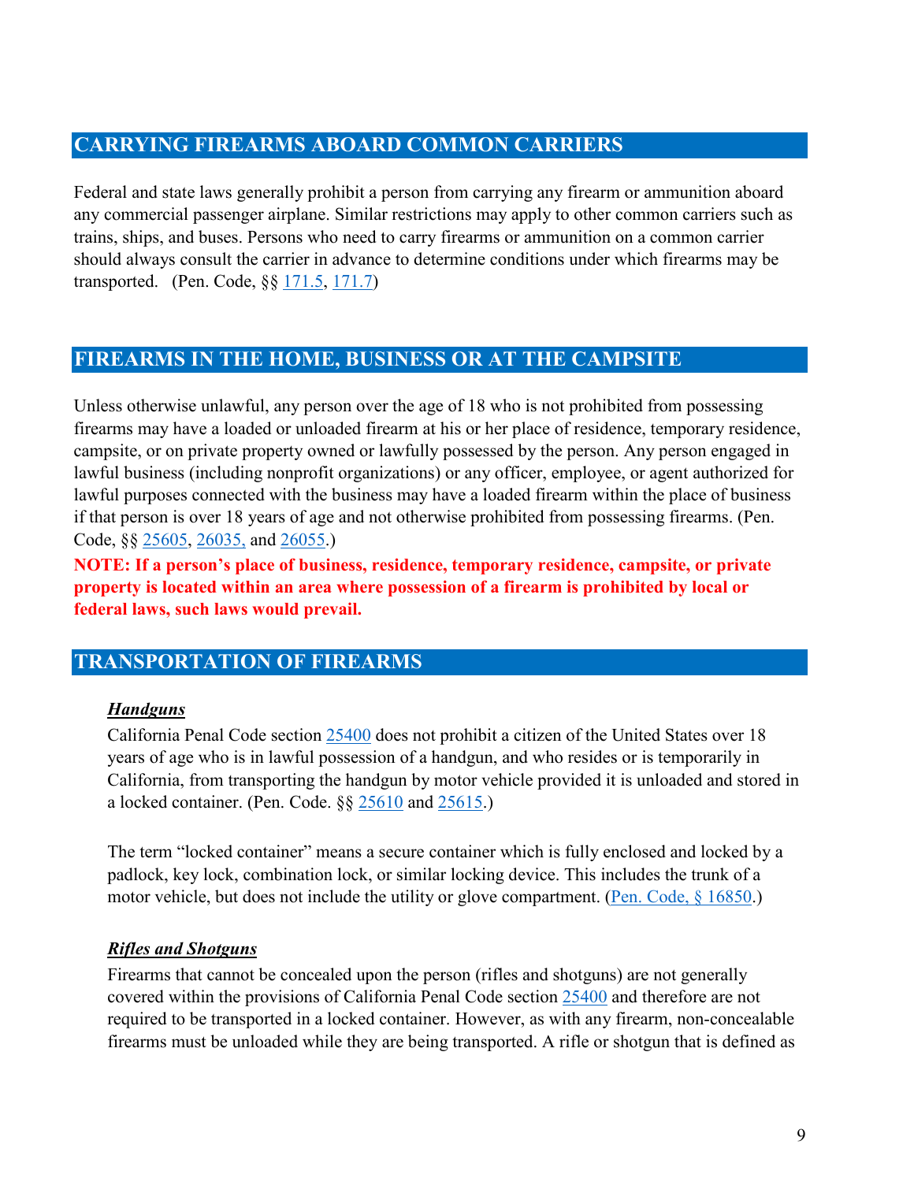## CARRYING FIREARMS ABOARD COMMON CARRIERS

Federal and state laws generally prohibit a person from carrying any firearm or ammunition aboard any commercial passenger airplane. Similar restrictions may apply to other common carriers such as trains, ships, and buses. Persons who need to carry firearms or ammunition on a common carrier should always consult the carrier in advance to determine conditions under which firearms may be transported. (Pen. Code, §§ 171.5, 171.7)

## FIREARMS IN THE HOME, BUSINESS OR AT THE CAMPSITE

Unless otherwise unlawful, any person over the age of 18 who is not prohibited from possessing firearms may have a loaded or unloaded firearm at his or her place of residence, temporary residence, campsite, or on private property owned or lawfully possessed by the person. Any person engaged in lawful business (including nonprofit organizations) or any officer, employee, or agent authorized for lawful purposes connected with the business may have a loaded firearm within the place of business if that person is over 18 years of age and not otherwise prohibited from possessing firearms. (Pen. Code, §§ 25605, 26035, and 26055.)

**NOTE: If a person's place of business, residence, temporary residence, campsite, or private property is located within an area where possession of a firearm is prohibited by local or federal laws, such laws would prevail.**

## TRANSPORTATION OF FIREARMS

### ***Handguns***

California Penal Code section 25400 does not prohibit a citizen of the United States over 18 years of age who is in lawful possession of a handgun, and who resides or is temporarily in California, from transporting the handgun by motor vehicle provided it is unloaded and stored in a locked container. (Pen. Code. §§ 25610 and 25615.)

The term "locked container" means a secure container which is fully enclosed and locked by a padlock, key lock, combination lock, or similar locking device. This includes the trunk of a motor vehicle, but does not include the utility or glove compartment. (Pen. Code, § 16850.)

### ***Rifles and Shotguns***

Firearms that cannot be concealed upon the person (rifles and shotguns) are not generally covered within the provisions of California Penal Code section 25400 and therefore are not required to be transported in a locked container. However, as with any firearm, non-concealable firearms must be unloaded while they are being transported. A rifle or shotgun that is defined as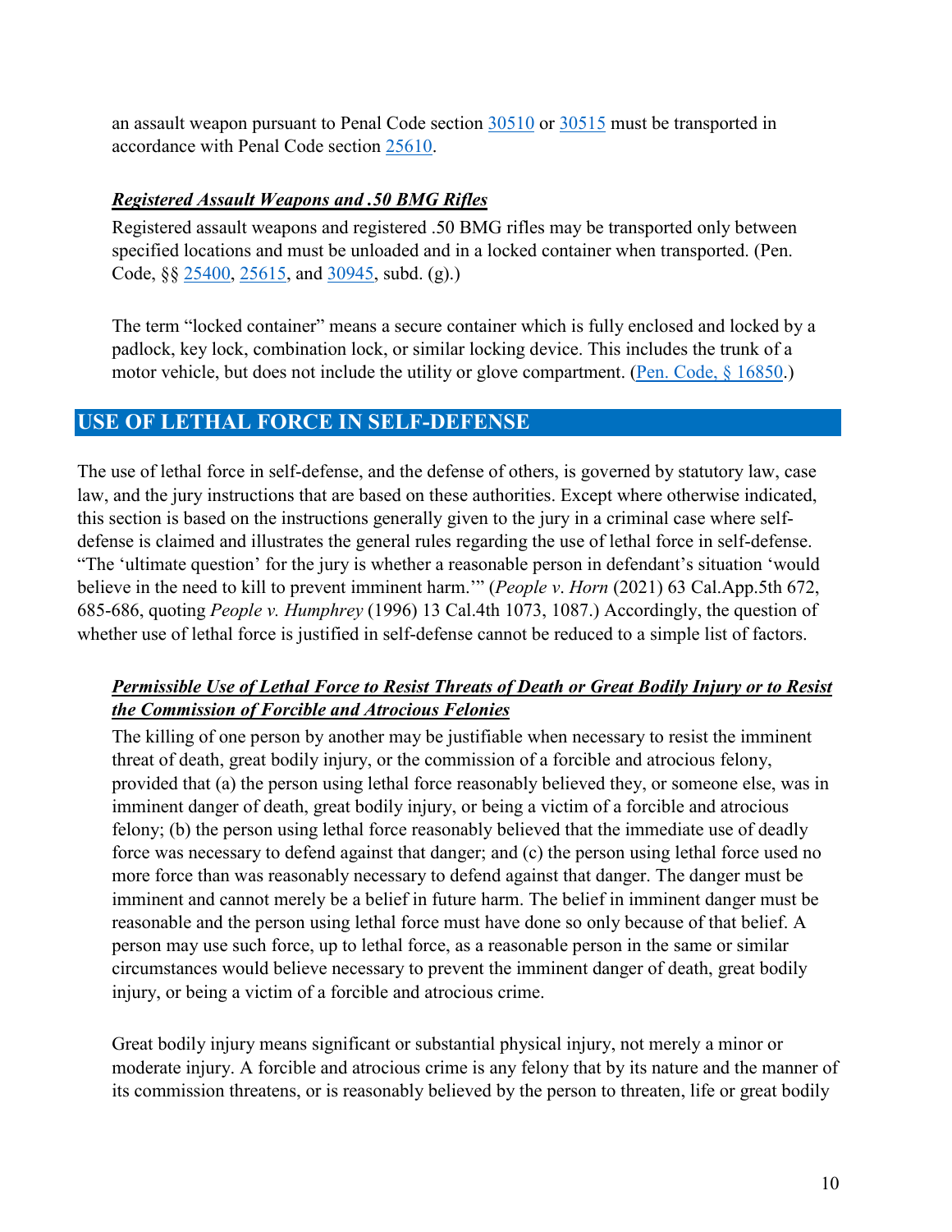an assault weapon pursuant to Penal Code section [30510](#) or [30515](#) must be transported in accordance with Penal Code section [25610](#).

***Registered Assault Weapons and .50 BMG Rifles***

Registered assault weapons and registered .50 BMG rifles may be transported only between specified locations and must be unloaded and in a locked container when transported. (Pen. Code, §§ [25400](#), [25615](#), and [30945](#), subd. (g).)

The term "locked container" means a secure container which is fully enclosed and locked by a padlock, key lock, combination lock, or similar locking device. This includes the trunk of a motor vehicle, but does not include the utility or glove compartment. ([Pen. Code, § 16850](#).)

## USE OF LETHAL FORCE IN SELF-DEFENSE

The use of lethal force in self-defense, and the defense of others, is governed by statutory law, case law, and the jury instructions that are based on these authorities. Except where otherwise indicated, this section is based on the instructions generally given to the jury in a criminal case where self-defense is claimed and illustrates the general rules regarding the use of lethal force in self-defense. "The 'ultimate question' for the jury is whether a reasonable person in defendant's situation 'would believe in the need to kill to prevent imminent harm.'" (*People v. Horn* (2021) 63 Cal.App.5th 672, 685-686, quoting *People v. Humphrey* (1996) 13 Cal.4th 1073, 1087.) Accordingly, the question of whether use of lethal force is justified in self-defense cannot be reduced to a simple list of factors.

***Permissible Use of Lethal Force to Resist Threats of Death or Great Bodily Injury or to Resist the Commission of Forcible and Atrocious Felonies***

The killing of one person by another may be justifiable when necessary to resist the imminent threat of death, great bodily injury, or the commission of a forcible and atrocious felony, provided that (a) the person using lethal force reasonably believed they, or someone else, was in imminent danger of death, great bodily injury, or being a victim of a forcible and atrocious felony; (b) the person using lethal force reasonably believed that the immediate use of deadly force was necessary to defend against that danger; and (c) the person using lethal force used no more force than was reasonably necessary to defend against that danger. The danger must be imminent and cannot merely be a belief in future harm. The belief in imminent danger must be reasonable and the person using lethal force must have done so only because of that belief. A person may use such force, up to lethal force, as a reasonable person in the same or similar circumstances would believe necessary to prevent the imminent danger of death, great bodily injury, or being a victim of a forcible and atrocious crime.

Great bodily injury means significant or substantial physical injury, not merely a minor or moderate injury. A forcible and atrocious crime is any felony that by its nature and the manner of its commission threatens, or is reasonably believed by the person to threaten, life or great bodily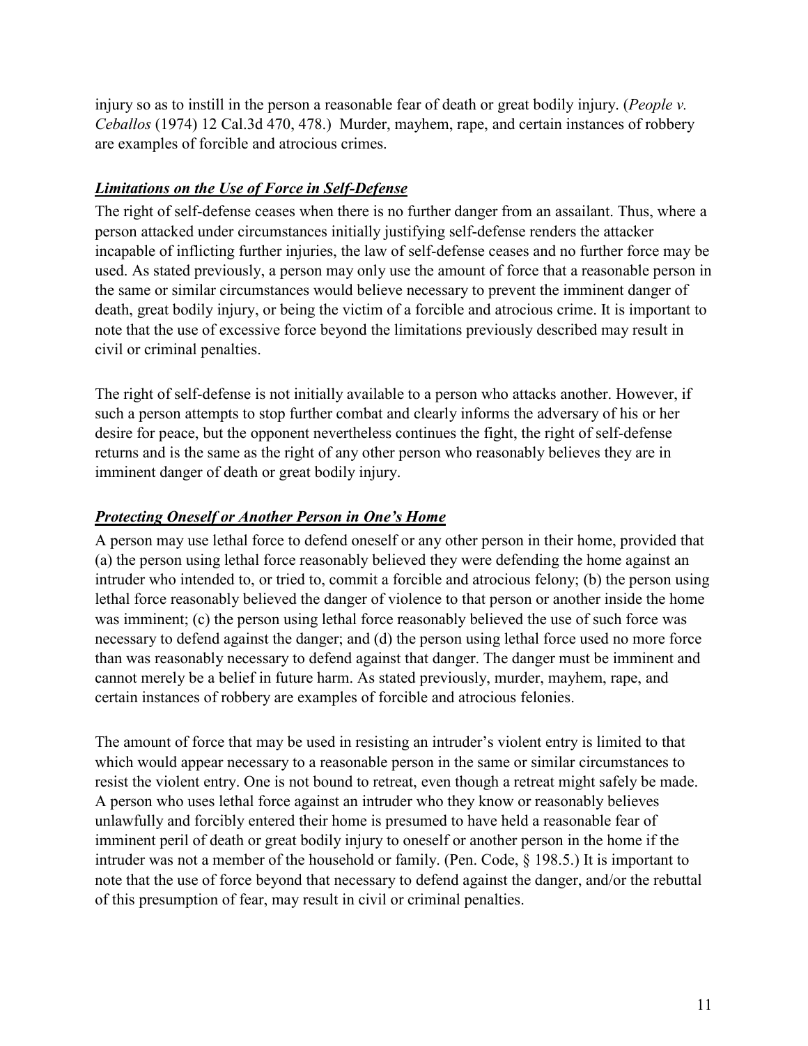injury so as to instill in the person a reasonable fear of death or great bodily injury. (*People v. Ceballos* (1974) 12 Cal.3d 470, 478.) Murder, mayhem, rape, and certain instances of robbery are examples of forcible and atrocious crimes.

### ***Limitations on the Use of Force in Self-Defense***

The right of self-defense ceases when there is no further danger from an assailant. Thus, where a person attacked under circumstances initially justifying self-defense renders the attacker incapable of inflicting further injuries, the law of self-defense ceases and no further force may be used. As stated previously, a person may only use the amount of force that a reasonable person in the same or similar circumstances would believe necessary to prevent the imminent danger of death, great bodily injury, or being the victim of a forcible and atrocious crime. It is important to note that the use of excessive force beyond the limitations previously described may result in civil or criminal penalties.

The right of self-defense is not initially available to a person who attacks another. However, if such a person attempts to stop further combat and clearly informs the adversary of his or her desire for peace, but the opponent nevertheless continues the fight, the right of self-defense returns and is the same as the right of any other person who reasonably believes they are in imminent danger of death or great bodily injury.

### ***Protecting Oneself or Another Person in One's Home***

A person may use lethal force to defend oneself or any other person in their home, provided that (a) the person using lethal force reasonably believed they were defending the home against an intruder who intended to, or tried to, commit a forcible and atrocious felony; (b) the person using lethal force reasonably believed the danger of violence to that person or another inside the home was imminent; (c) the person using lethal force reasonably believed the use of such force was necessary to defend against the danger; and (d) the person using lethal force used no more force than was reasonably necessary to defend against that danger. The danger must be imminent and cannot merely be a belief in future harm. As stated previously, murder, mayhem, rape, and certain instances of robbery are examples of forcible and atrocious felonies.

The amount of force that may be used in resisting an intruder's violent entry is limited to that which would appear necessary to a reasonable person in the same or similar circumstances to resist the violent entry. One is not bound to retreat, even though a retreat might safely be made. A person who uses lethal force against an intruder who they know or reasonably believes unlawfully and forcibly entered their home is presumed to have held a reasonable fear of imminent peril of death or great bodily injury to oneself or another person in the home if the intruder was not a member of the household or family. (Pen. Code, § 198.5.) It is important to note that the use of force beyond that necessary to defend against the danger, and/or the rebuttal of this presumption of fear, may result in civil or criminal penalties.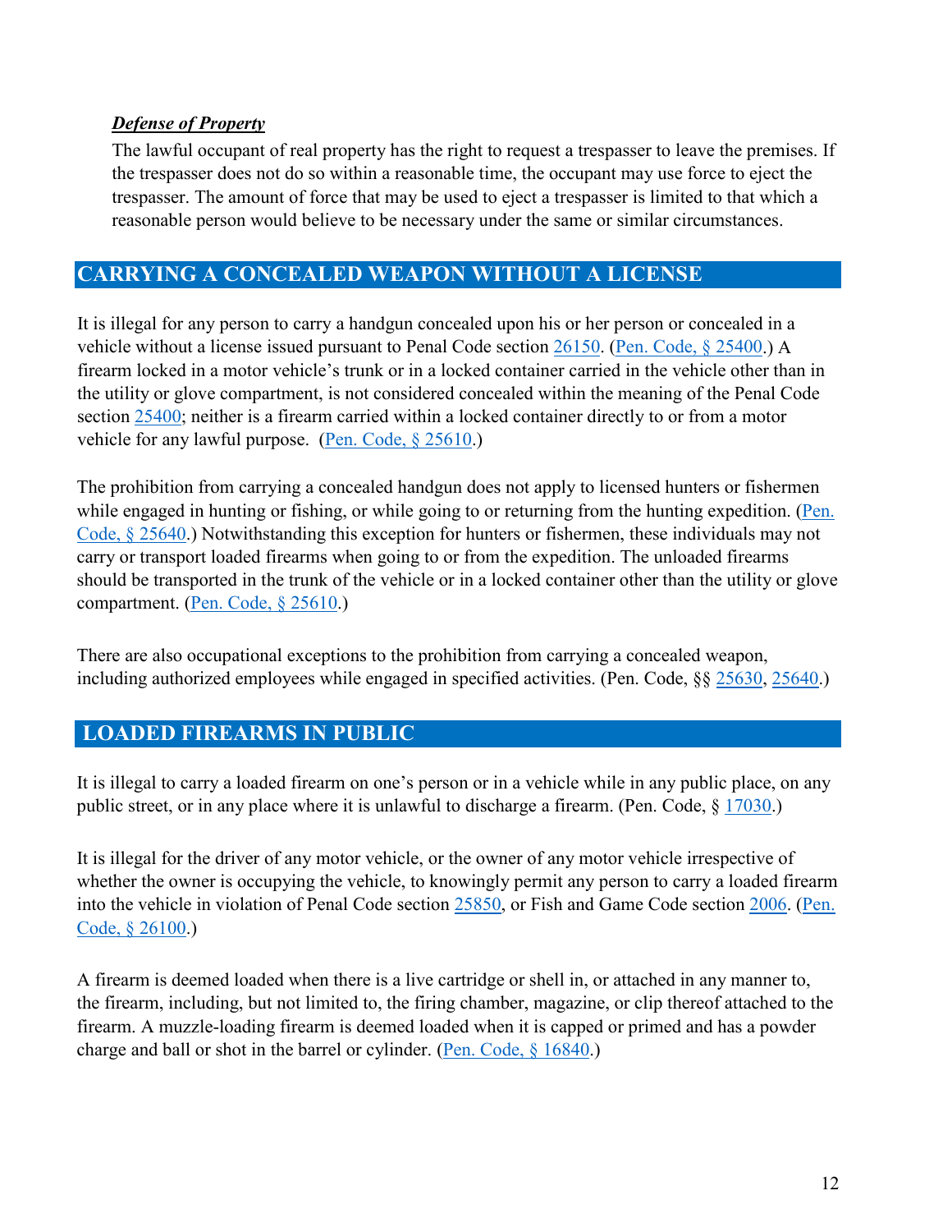***Defense of Property***

The lawful occupant of real property has the right to request a trespasser to leave the premises. If the trespasser does not do so within a reasonable time, the occupant may use force to eject the trespasser. The amount of force that may be used to eject a trespasser is limited to that which a reasonable person would believe to be necessary under the same or similar circumstances.

## CARRYING A CONCEALED WEAPON WITHOUT A LICENSE

It is illegal for any person to carry a handgun concealed upon his or her person or concealed in a vehicle without a license issued pursuant to Penal Code section 26150. (Pen. Code, § 25400.) A firearm locked in a motor vehicle's trunk or in a locked container carried in the vehicle other than in the utility or glove compartment, is not considered concealed within the meaning of the Penal Code section 25400; neither is a firearm carried within a locked container directly to or from a motor vehicle for any lawful purpose. (Pen. Code, § 25610.)

The prohibition from carrying a concealed handgun does not apply to licensed hunters or fishermen while engaged in hunting or fishing, or while going to or returning from the hunting expedition. (Pen. Code, § 25640.) Notwithstanding this exception for hunters or fishermen, these individuals may not carry or transport loaded firearms when going to or from the expedition. The unloaded firearms should be transported in the trunk of the vehicle or in a locked container other than the utility or glove compartment. (Pen. Code, § 25610.)

There are also occupational exceptions to the prohibition from carrying a concealed weapon, including authorized employees while engaged in specified activities. (Pen. Code, §§ 25630, 25640.)

## LOADED FIREARMS IN PUBLIC

It is illegal to carry a loaded firearm on one's person or in a vehicle while in any public place, on any public street, or in any place where it is unlawful to discharge a firearm. (Pen. Code, § 17030.)

It is illegal for the driver of any motor vehicle, or the owner of any motor vehicle irrespective of whether the owner is occupying the vehicle, to knowingly permit any person to carry a loaded firearm into the vehicle in violation of Penal Code section 25850, or Fish and Game Code section 2006. (Pen. Code, § 26100.)

A firearm is deemed loaded when there is a live cartridge or shell in, or attached in any manner to, the firearm, including, but not limited to, the firing chamber, magazine, or clip thereof attached to the firearm. A muzzle-loading firearm is deemed loaded when it is capped or primed and has a powder charge and ball or shot in the barrel or cylinder. (Pen. Code, § 16840.)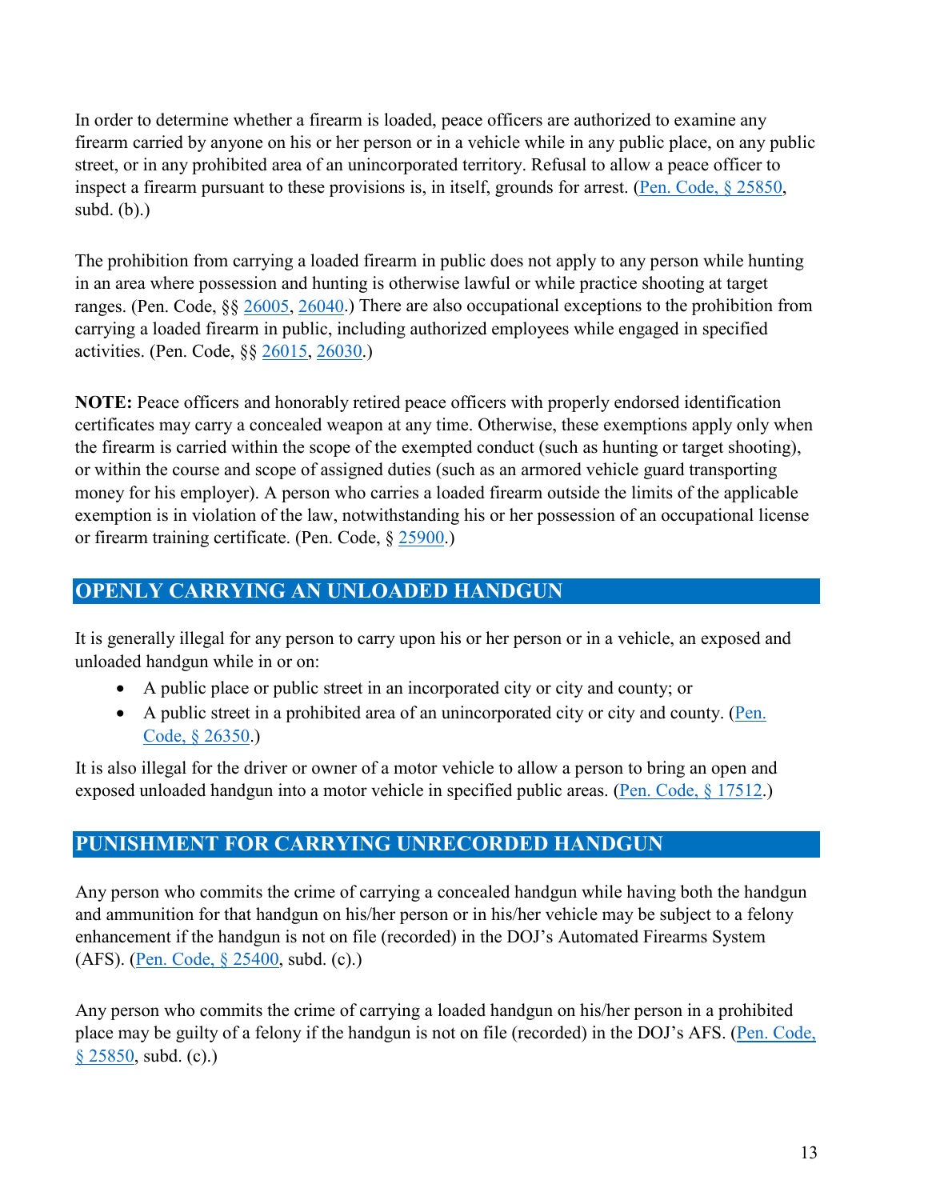In order to determine whether a firearm is loaded, peace officers are authorized to examine any firearm carried by anyone on his or her person or in a vehicle while in any public place, on any public street, or in any prohibited area of an unincorporated territory. Refusal to allow a peace officer to inspect a firearm pursuant to these provisions is, in itself, grounds for arrest. (Pen. Code, § 25850, subd. (b).)

The prohibition from carrying a loaded firearm in public does not apply to any person while hunting in an area where possession and hunting is otherwise lawful or while practice shooting at target ranges. (Pen. Code, §§ 26005, 26040.) There are also occupational exceptions to the prohibition from carrying a loaded firearm in public, including authorized employees while engaged in specified activities. (Pen. Code, §§ 26015, 26030.)

**NOTE:** Peace officers and honorably retired peace officers with properly endorsed identification certificates may carry a concealed weapon at any time. Otherwise, these exemptions apply only when the firearm is carried within the scope of the exempted conduct (such as hunting or target shooting), or within the course and scope of assigned duties (such as an armored vehicle guard transporting money for his employer). A person who carries a loaded firearm outside the limits of the applicable exemption is in violation of the law, notwithstanding his or her possession of an occupational license or firearm training certificate. (Pen. Code, § 25900.)

## OPENLY CARRYING AN UNLOADED HANDGUN

It is generally illegal for any person to carry upon his or her person or in a vehicle, an exposed and unloaded handgun while in or on:

- A public place or public street in an incorporated city or city and county; or
- A public street in a prohibited area of an unincorporated city or city and county. (Pen. Code, § 26350.)

It is also illegal for the driver or owner of a motor vehicle to allow a person to bring an open and exposed unloaded handgun into a motor vehicle in specified public areas. (Pen. Code, § 17512.)

## PUNISHMENT FOR CARRYING UNRECORDED HANDGUN

Any person who commits the crime of carrying a concealed handgun while having both the handgun and ammunition for that handgun on his/her person or in his/her vehicle may be subject to a felony enhancement if the handgun is not on file (recorded) in the DOJ's Automated Firearms System (AFS). (Pen. Code, § 25400, subd. (c).)

Any person who commits the crime of carrying a loaded handgun on his/her person in a prohibited place may be guilty of a felony if the handgun is not on file (recorded) in the DOJ's AFS. (Pen. Code, § 25850, subd. (c).)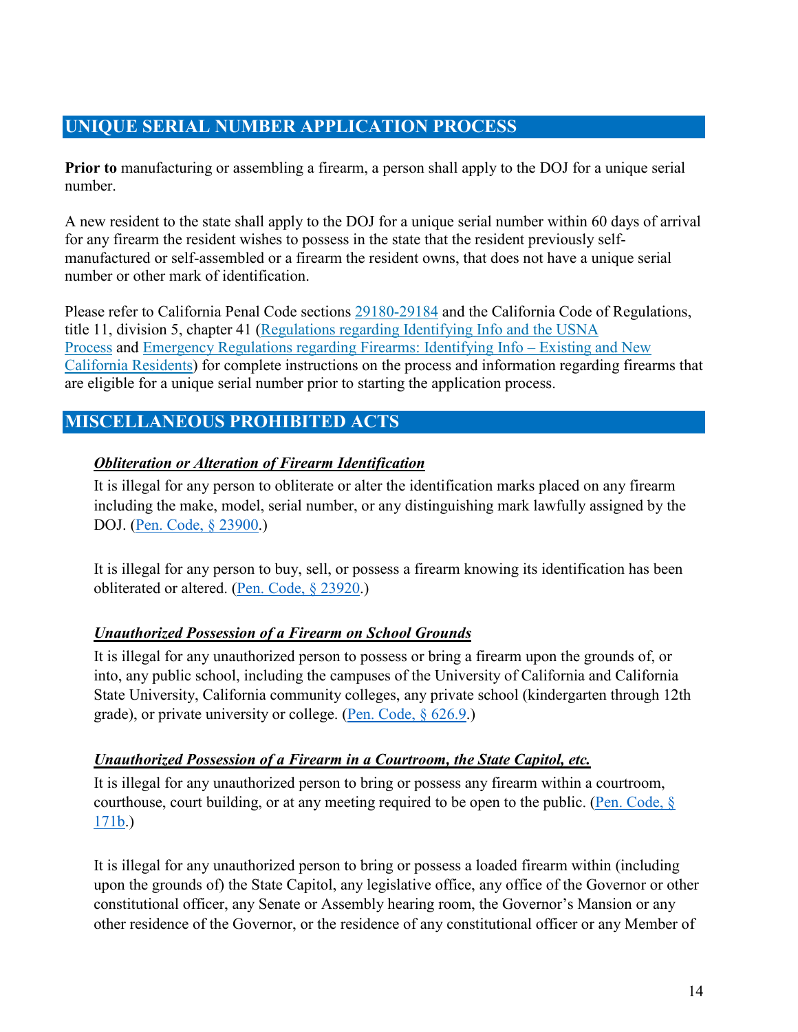## UNIQUE SERIAL NUMBER APPLICATION PROCESS

**Prior to** manufacturing or assembling a firearm, a person shall apply to the DOJ for a unique serial number.

A new resident to the state shall apply to the DOJ for a unique serial number within 60 days of arrival for any firearm the resident wishes to possess in the state that the resident previously self-manufactured or self-assembled or a firearm the resident owns, that does not have a unique serial number or other mark of identification.

Please refer to California Penal Code sections 29180-29184 and the California Code of Regulations, title 11, division 5, chapter 41 (Regulations regarding Identifying Info and the USNA Process and Emergency Regulations regarding Firearms: Identifying Info – Existing and New California Residents) for complete instructions on the process and information regarding firearms that are eligible for a unique serial number prior to starting the application process.

## MISCELLANEOUS PROHIBITED ACTS

***Obliteration or Alteration of Firearm Identification***

It is illegal for any person to obliterate or alter the identification marks placed on any firearm including the make, model, serial number, or any distinguishing mark lawfully assigned by the DOJ. (Pen. Code, § 23900.)

It is illegal for any person to buy, sell, or possess a firearm knowing its identification has been obliterated or altered. (Pen. Code, § 23920.)

***Unauthorized Possession of a Firearm on School Grounds***

It is illegal for any unauthorized person to possess or bring a firearm upon the grounds of, or into, any public school, including the campuses of the University of California and California State University, California community colleges, any private school (kindergarten through 12th grade), or private university or college. (Pen. Code, § 626.9.)

***Unauthorized Possession of a Firearm in a Courtroom, the State Capitol, etc.***

It is illegal for any unauthorized person to bring or possess any firearm within a courtroom, courthouse, court building, or at any meeting required to be open to the public. (Pen. Code, § 171b.)

It is illegal for any unauthorized person to bring or possess a loaded firearm within (including upon the grounds of) the State Capitol, any legislative office, any office of the Governor or other constitutional officer, any Senate or Assembly hearing room, the Governor's Mansion or any other residence of the Governor, or the residence of any constitutional officer or any Member of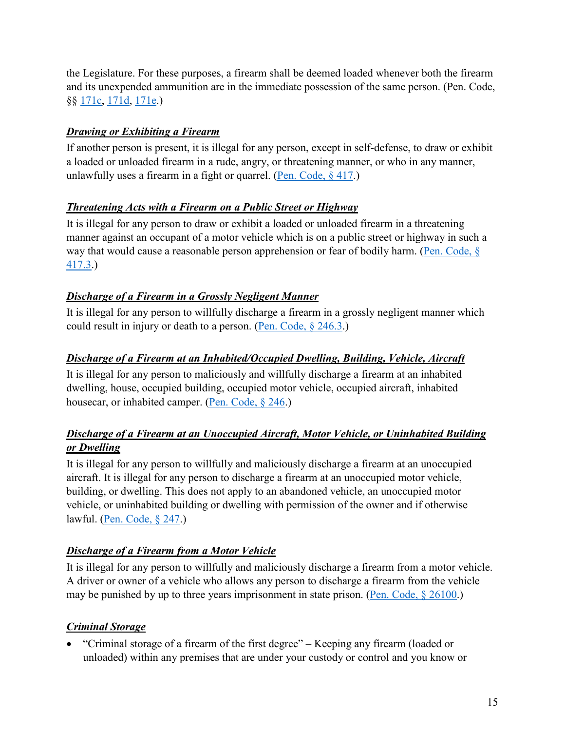the Legislature. For these purposes, a firearm shall be deemed loaded whenever both the firearm and its unexpended ammunition are in the immediate possession of the same person. (Pen. Code, §§ 171c, 171d, 171e.)

***Drawing or Exhibiting a Firearm***

If another person is present, it is illegal for any person, except in self-defense, to draw or exhibit a loaded or unloaded firearm in a rude, angry, or threatening manner, or who in any manner, unlawfully uses a firearm in a fight or quarrel. (Pen. Code, § 417.)

***Threatening Acts with a Firearm on a Public Street or Highway***

It is illegal for any person to draw or exhibit a loaded or unloaded firearm in a threatening manner against an occupant of a motor vehicle which is on a public street or highway in such a way that would cause a reasonable person apprehension or fear of bodily harm. (Pen. Code, § 417.3.)

***Discharge of a Firearm in a Grossly Negligent Manner***

It is illegal for any person to willfully discharge a firearm in a grossly negligent manner which could result in injury or death to a person. (Pen. Code, § 246.3.)

***Discharge of a Firearm at an Inhabited/Occupied Dwelling, Building, Vehicle, Aircraft***

It is illegal for any person to maliciously and willfully discharge a firearm at an inhabited dwelling, house, occupied building, occupied motor vehicle, occupied aircraft, inhabited housecar, or inhabited camper. (Pen. Code, § 246.)

***Discharge of a Firearm at an Unoccupied Aircraft, Motor Vehicle, or Uninhabited Building or Dwelling***

It is illegal for any person to willfully and maliciously discharge a firearm at an unoccupied aircraft. It is illegal for any person to discharge a firearm at an unoccupied motor vehicle, building, or dwelling. This does not apply to an abandoned vehicle, an unoccupied motor vehicle, or uninhabited building or dwelling with permission of the owner and if otherwise lawful. (Pen. Code, § 247.)

***Discharge of a Firearm from a Motor Vehicle***

It is illegal for any person to willfully and maliciously discharge a firearm from a motor vehicle. A driver or owner of a vehicle who allows any person to discharge a firearm from the vehicle may be punished by up to three years imprisonment in state prison. (Pen. Code, § 26100.)

***Criminal Storage***

- "Criminal storage of a firearm of the first degree" – Keeping any firearm (loaded or unloaded) within any premises that are under your custody or control and you know or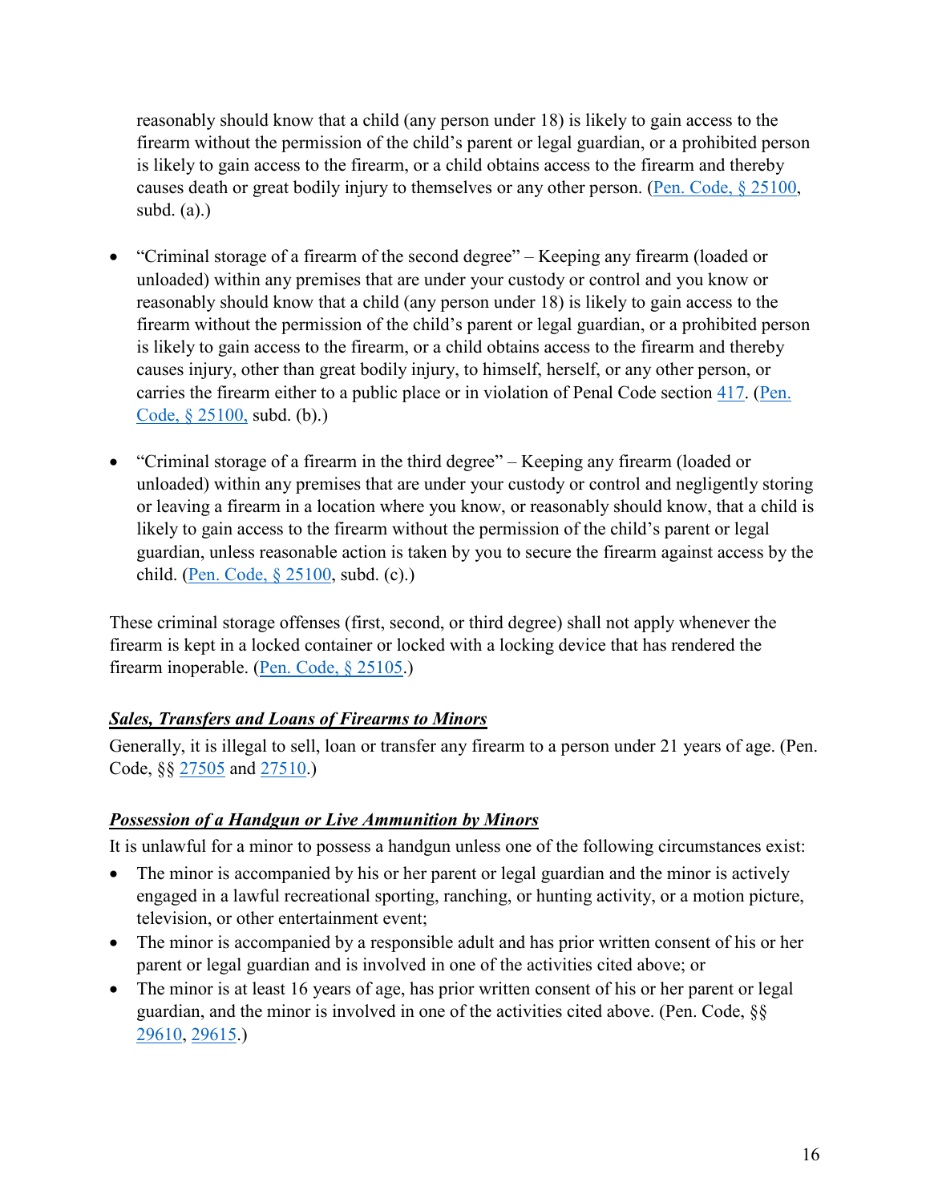reasonably should know that a child (any person under 18) is likely to gain access to the firearm without the permission of the child's parent or legal guardian, or a prohibited person is likely to gain access to the firearm, or a child obtains access to the firearm and thereby causes death or great bodily injury to themselves or any other person. (Pen. Code, § 25100, subd. (a).)

- "Criminal storage of a firearm of the second degree" – Keeping any firearm (loaded or unloaded) within any premises that are under your custody or control and you know or reasonably should know that a child (any person under 18) is likely to gain access to the firearm without the permission of the child's parent or legal guardian, or a prohibited person is likely to gain access to the firearm, or a child obtains access to the firearm and thereby causes injury, other than great bodily injury, to himself, herself, or any other person, or carries the firearm either to a public place or in violation of Penal Code section 417. (Pen. Code, § 25100, subd. (b).)

- "Criminal storage of a firearm in the third degree" – Keeping any firearm (loaded or unloaded) within any premises that are under your custody or control and negligently storing or leaving a firearm in a location where you know, or reasonably should know, that a child is likely to gain access to the firearm without the permission of the child's parent or legal guardian, unless reasonable action is taken by you to secure the firearm against access by the child. (Pen. Code, § 25100, subd. (c).)

These criminal storage offenses (first, second, or third degree) shall not apply whenever the firearm is kept in a locked container or locked with a locking device that has rendered the firearm inoperable. (Pen. Code, § 25105.)

***Sales, Transfers and Loans of Firearms to Minors***

Generally, it is illegal to sell, loan or transfer any firearm to a person under 21 years of age. (Pen. Code, §§ 27505 and 27510.)

***Possession of a Handgun or Live Ammunition by Minors***

It is unlawful for a minor to possess a handgun unless one of the following circumstances exist:

- The minor is accompanied by his or her parent or legal guardian and the minor is actively engaged in a lawful recreational sporting, ranching, or hunting activity, or a motion picture, television, or other entertainment event;
- The minor is accompanied by a responsible adult and has prior written consent of his or her parent or legal guardian and is involved in one of the activities cited above; or
- The minor is at least 16 years of age, has prior written consent of his or her parent or legal guardian, and the minor is involved in one of the activities cited above. (Pen. Code, §§ 29610, 29615.)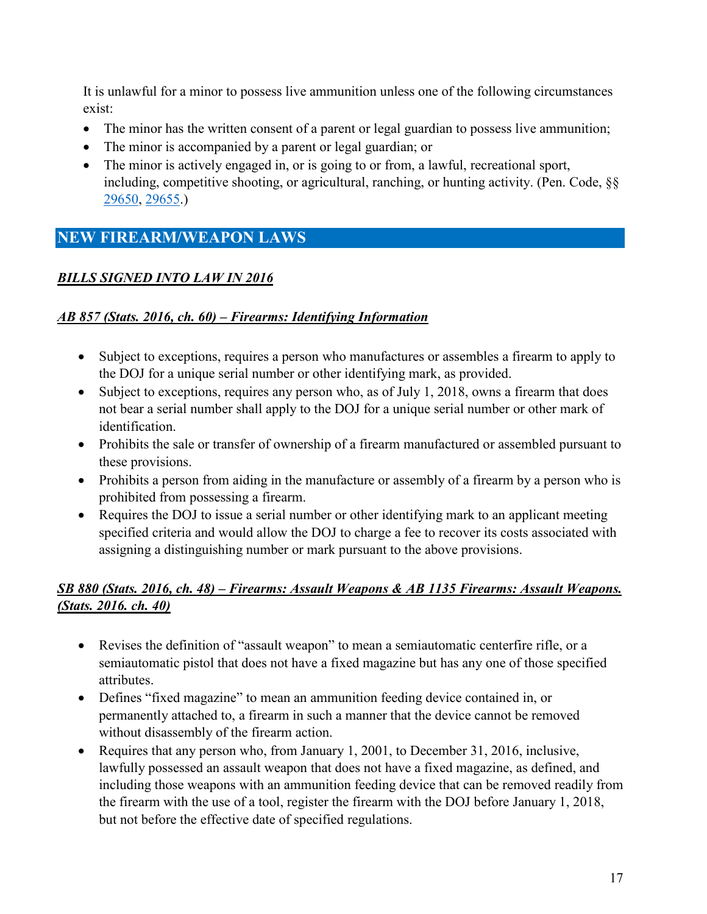It is unlawful for a minor to possess live ammunition unless one of the following circumstances exist:

- The minor has the written consent of a parent or legal guardian to possess live ammunition;
- The minor is accompanied by a parent or legal guardian; or
- The minor is actively engaged in, or is going to or from, a lawful, recreational sport, including, competitive shooting, or agricultural, ranching, or hunting activity. (Pen. Code, §§ 29650, 29655.)

## NEW FIREARM/WEAPON LAWS

### ***BILLS SIGNED INTO LAW IN 2016***

#### ***AB 857 (Stats. 2016, ch. 60) – Firearms: Identifying Information***

- Subject to exceptions, requires a person who manufactures or assembles a firearm to apply to the DOJ for a unique serial number or other identifying mark, as provided.
- Subject to exceptions, requires any person who, as of July 1, 2018, owns a firearm that does not bear a serial number shall apply to the DOJ for a unique serial number or other mark of identification.
- Prohibits the sale or transfer of ownership of a firearm manufactured or assembled pursuant to these provisions.
- Prohibits a person from aiding in the manufacture or assembly of a firearm by a person who is prohibited from possessing a firearm.
- Requires the DOJ to issue a serial number or other identifying mark to an applicant meeting specified criteria and would allow the DOJ to charge a fee to recover its costs associated with assigning a distinguishing number or mark pursuant to the above provisions.

#### ***SB 880 (Stats. 2016, ch. 48) – Firearms: Assault Weapons & AB 1135 Firearms: Assault Weapons. (Stats. 2016. ch. 40)***

- Revises the definition of "assault weapon" to mean a semiautomatic centerfire rifle, or a semiautomatic pistol that does not have a fixed magazine but has any one of those specified attributes.
- Defines "fixed magazine" to mean an ammunition feeding device contained in, or permanently attached to, a firearm in such a manner that the device cannot be removed without disassembly of the firearm action.
- Requires that any person who, from January 1, 2001, to December 31, 2016, inclusive, lawfully possessed an assault weapon that does not have a fixed magazine, as defined, and including those weapons with an ammunition feeding device that can be removed readily from the firearm with the use of a tool, register the firearm with the DOJ before January 1, 2018, but not before the effective date of specified regulations.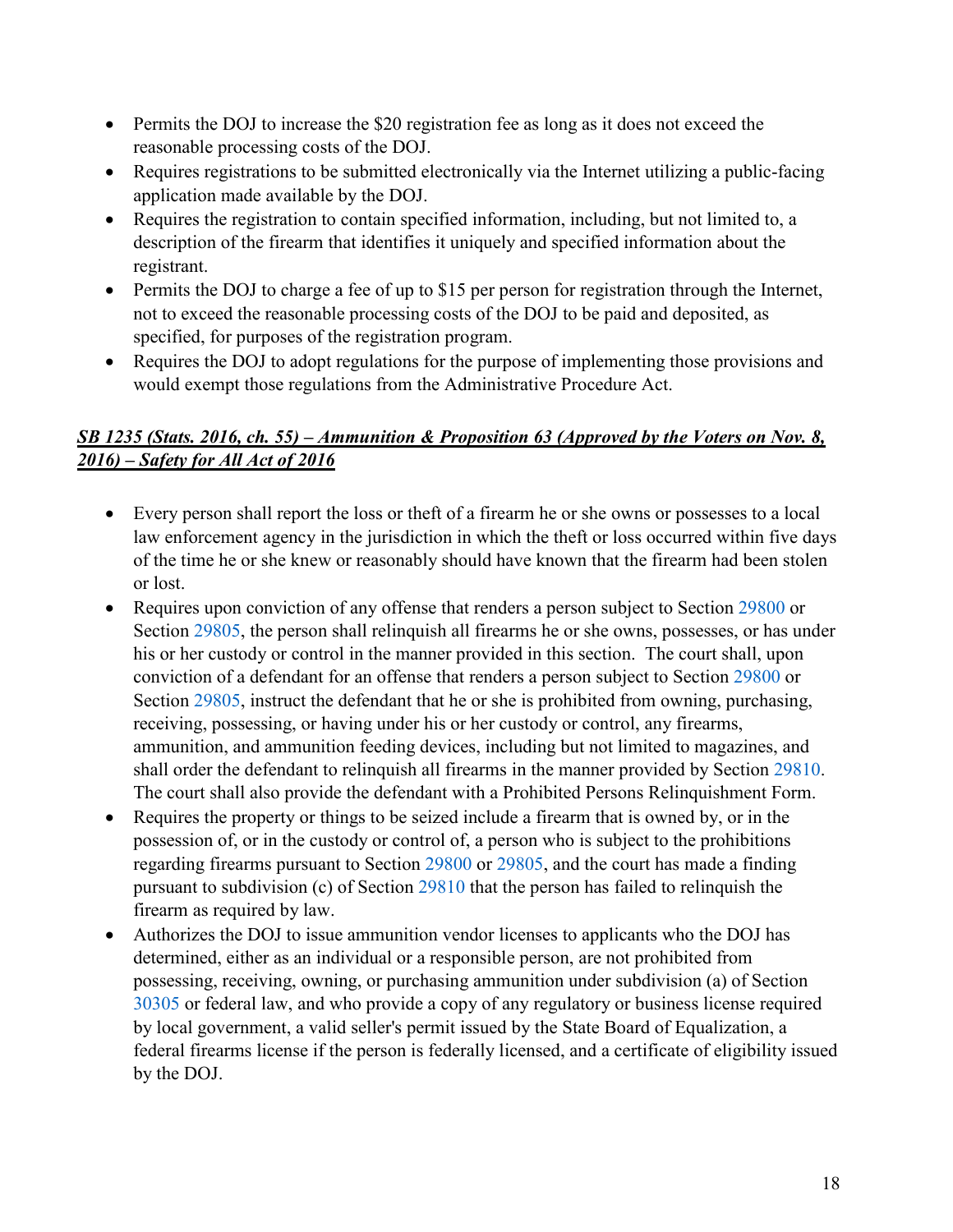- Permits the DOJ to increase the $20 registration fee as long as it does not exceed the reasonable processing costs of the DOJ.
- Requires registrations to be submitted electronically via the Internet utilizing a public-facing application made available by the DOJ.
- Requires the registration to contain specified information, including, but not limited to, a description of the firearm that identifies it uniquely and specified information about the registrant.
- Permits the DOJ to charge a fee of up to $15 per person for registration through the Internet, not to exceed the reasonable processing costs of the DOJ to be paid and deposited, as specified, for purposes of the registration program.
- Requires the DOJ to adopt regulations for the purpose of implementing those provisions and would exempt those regulations from the Administrative Procedure Act.

***SB 1235 (Stats. 2016, ch. 55) – Ammunition & Proposition 63 (Approved by the Voters on Nov. 8, 2016) – Safety for All Act of 2016***

- Every person shall report the loss or theft of a firearm he or she owns or possesses to a local law enforcement agency in the jurisdiction in which the theft or loss occurred within five days of the time he or she knew or reasonably should have known that the firearm had been stolen or lost.
- Requires upon conviction of any offense that renders a person subject to Section 29800 or Section 29805, the person shall relinquish all firearms he or she owns, possesses, or has under his or her custody or control in the manner provided in this section. The court shall, upon conviction of a defendant for an offense that renders a person subject to Section 29800 or Section 29805, instruct the defendant that he or she is prohibited from owning, purchasing, receiving, possessing, or having under his or her custody or control, any firearms, ammunition, and ammunition feeding devices, including but not limited to magazines, and shall order the defendant to relinquish all firearms in the manner provided by Section 29810. The court shall also provide the defendant with a Prohibited Persons Relinquishment Form.
- Requires the property or things to be seized include a firearm that is owned by, or in the possession of, or in the custody or control of, a person who is subject to the prohibitions regarding firearms pursuant to Section 29800 or 29805, and the court has made a finding pursuant to subdivision (c) of Section 29810 that the person has failed to relinquish the firearm as required by law.
- Authorizes the DOJ to issue ammunition vendor licenses to applicants who the DOJ has determined, either as an individual or a responsible person, are not prohibited from possessing, receiving, owning, or purchasing ammunition under subdivision (a) of Section 30305 or federal law, and who provide a copy of any regulatory or business license required by local government, a valid seller's permit issued by the State Board of Equalization, a federal firearms license if the person is federally licensed, and a certificate of eligibility issued by the DOJ.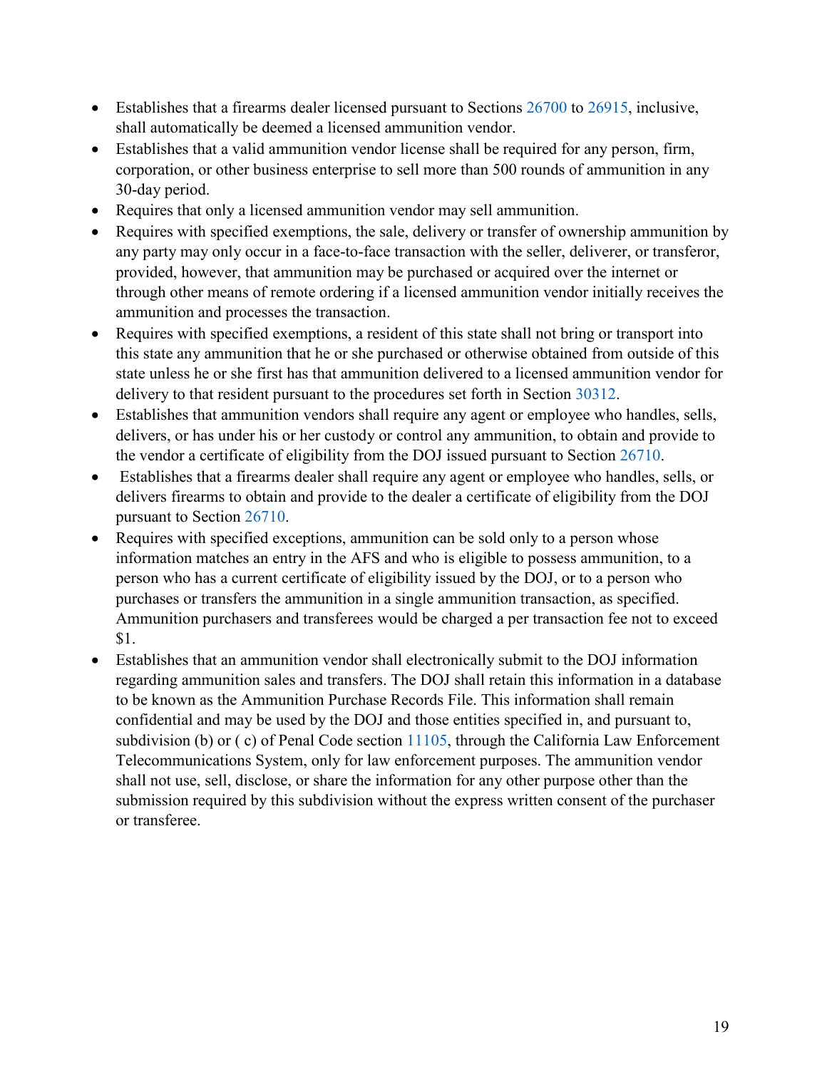- Establishes that a firearms dealer licensed pursuant to Sections 26700 to 26915, inclusive, shall automatically be deemed a licensed ammunition vendor.
- Establishes that a valid ammunition vendor license shall be required for any person, firm, corporation, or other business enterprise to sell more than 500 rounds of ammunition in any 30-day period.
- Requires that only a licensed ammunition vendor may sell ammunition.
- Requires with specified exemptions, the sale, delivery or transfer of ownership ammunition by any party may only occur in a face-to-face transaction with the seller, deliverer, or transferor, provided, however, that ammunition may be purchased or acquired over the internet or through other means of remote ordering if a licensed ammunition vendor initially receives the ammunition and processes the transaction.
- Requires with specified exemptions, a resident of this state shall not bring or transport into this state any ammunition that he or she purchased or otherwise obtained from outside of this state unless he or she first has that ammunition delivered to a licensed ammunition vendor for delivery to that resident pursuant to the procedures set forth in Section 30312.
- Establishes that ammunition vendors shall require any agent or employee who handles, sells, delivers, or has under his or her custody or control any ammunition, to obtain and provide to the vendor a certificate of eligibility from the DOJ issued pursuant to Section 26710.
- Establishes that a firearms dealer shall require any agent or employee who handles, sells, or delivers firearms to obtain and provide to the dealer a certificate of eligibility from the DOJ pursuant to Section 26710.
- Requires with specified exceptions, ammunition can be sold only to a person whose information matches an entry in the AFS and who is eligible to possess ammunition, to a person who has a current certificate of eligibility issued by the DOJ, or to a person who purchases or transfers the ammunition in a single ammunition transaction, as specified. Ammunition purchasers and transferees would be charged a per transaction fee not to exceed $1.
- Establishes that an ammunition vendor shall electronically submit to the DOJ information regarding ammunition sales and transfers. The DOJ shall retain this information in a database to be known as the Ammunition Purchase Records File. This information shall remain confidential and may be used by the DOJ and those entities specified in, and pursuant to, subdivision (b) or ( c) of Penal Code section 11105, through the California Law Enforcement Telecommunications System, only for law enforcement purposes. The ammunition vendor shall not use, sell, disclose, or share the information for any other purpose other than the submission required by this subdivision without the express written consent of the purchaser or transferee.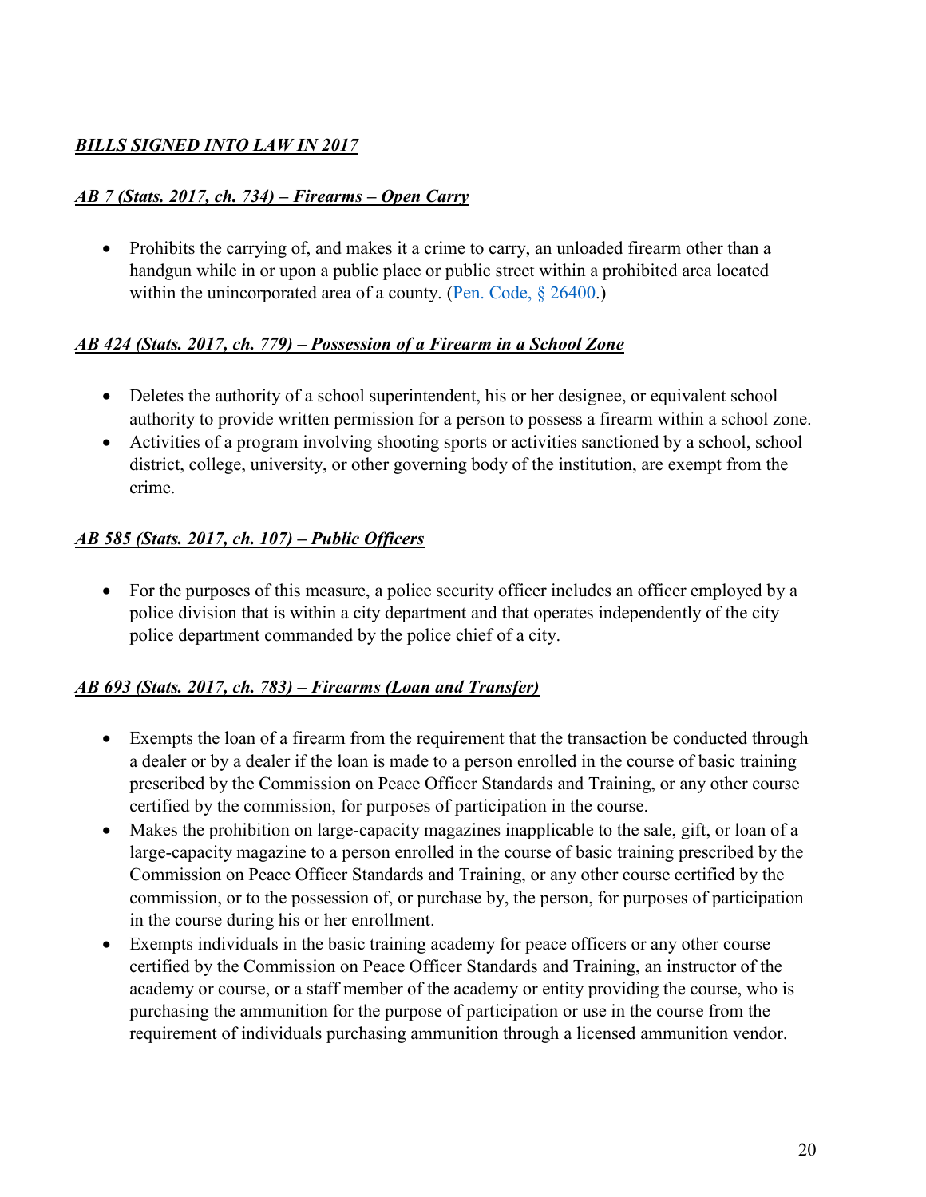***BILLS SIGNED INTO LAW IN 2017***

***AB 7 (Stats. 2017, ch. 734) – Firearms – Open Carry***

- Prohibits the carrying of, and makes it a crime to carry, an unloaded firearm other than a handgun while in or upon a public place or public street within a prohibited area located within the unincorporated area of a county. (Pen. Code, § 26400.)

***AB 424 (Stats. 2017, ch. 779) – Possession of a Firearm in a School Zone***

- Deletes the authority of a school superintendent, his or her designee, or equivalent school authority to provide written permission for a person to possess a firearm within a school zone.
- Activities of a program involving shooting sports or activities sanctioned by a school, school district, college, university, or other governing body of the institution, are exempt from the crime.

***AB 585 (Stats. 2017, ch. 107) – Public Officers***

- For the purposes of this measure, a police security officer includes an officer employed by a police division that is within a city department and that operates independently of the city police department commanded by the police chief of a city.

***AB 693 (Stats. 2017, ch. 783) – Firearms (Loan and Transfer)***

- Exempts the loan of a firearm from the requirement that the transaction be conducted through a dealer or by a dealer if the loan is made to a person enrolled in the course of basic training prescribed by the Commission on Peace Officer Standards and Training, or any other course certified by the commission, for purposes of participation in the course.
- Makes the prohibition on large-capacity magazines inapplicable to the sale, gift, or loan of a large-capacity magazine to a person enrolled in the course of basic training prescribed by the Commission on Peace Officer Standards and Training, or any other course certified by the commission, or to the possession of, or purchase by, the person, for purposes of participation in the course during his or her enrollment.
- Exempts individuals in the basic training academy for peace officers or any other course certified by the Commission on Peace Officer Standards and Training, an instructor of the academy or course, or a staff member of the academy or entity providing the course, who is purchasing the ammunition for the purpose of participation or use in the course from the requirement of individuals purchasing ammunition through a licensed ammunition vendor.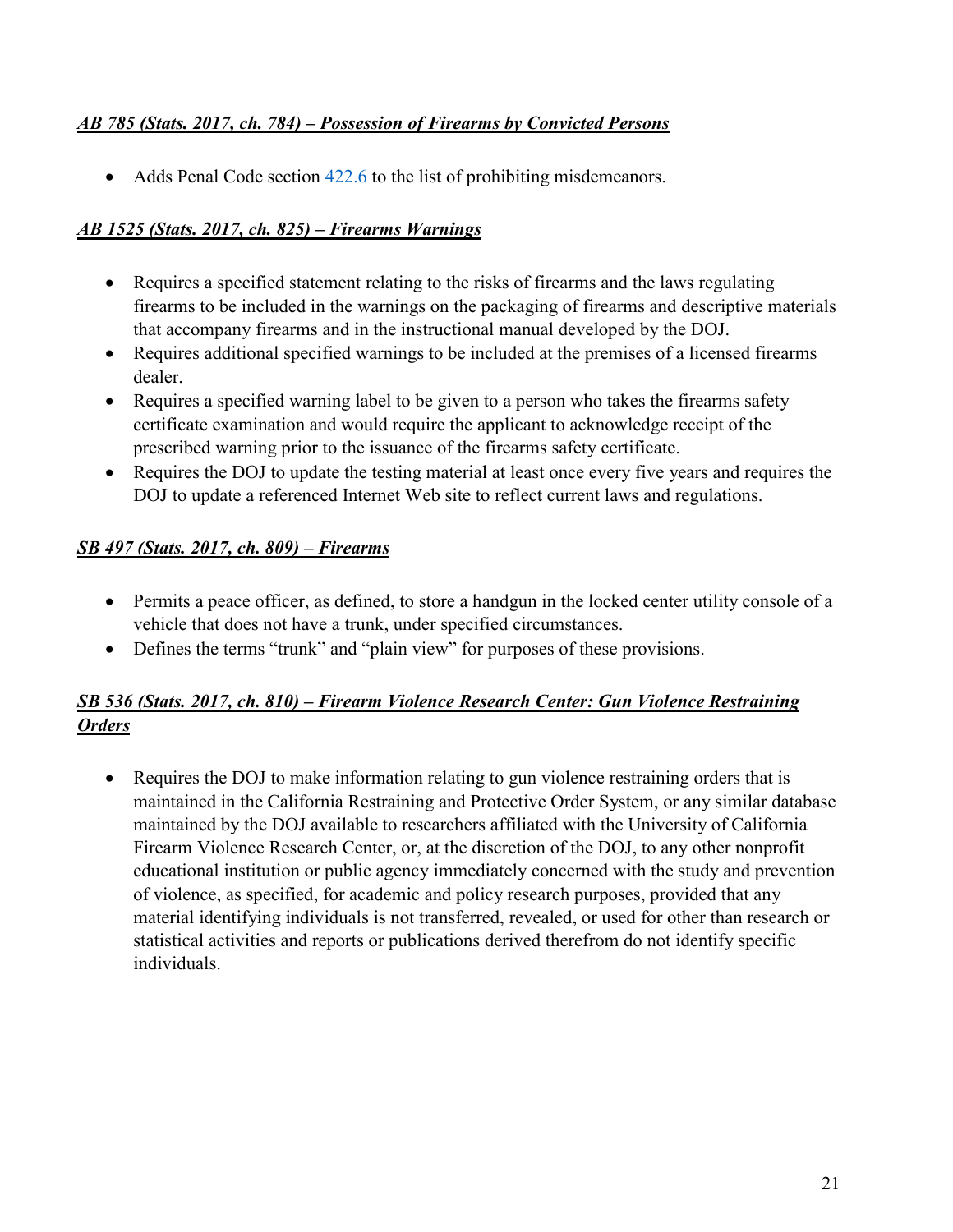***AB 785 (Stats. 2017, ch. 784) – Possession of Firearms by Convicted Persons***

- Adds Penal Code section 422.6 to the list of prohibiting misdemeanors.

***AB 1525 (Stats. 2017, ch. 825) – Firearms Warnings***

- Requires a specified statement relating to the risks of firearms and the laws regulating firearms to be included in the warnings on the packaging of firearms and descriptive materials that accompany firearms and in the instructional manual developed by the DOJ.
- Requires additional specified warnings to be included at the premises of a licensed firearms dealer.
- Requires a specified warning label to be given to a person who takes the firearms safety certificate examination and would require the applicant to acknowledge receipt of the prescribed warning prior to the issuance of the firearms safety certificate.
- Requires the DOJ to update the testing material at least once every five years and requires the DOJ to update a referenced Internet Web site to reflect current laws and regulations.

***SB 497 (Stats. 2017, ch. 809) – Firearms***

- Permits a peace officer, as defined, to store a handgun in the locked center utility console of a vehicle that does not have a trunk, under specified circumstances.
- Defines the terms "trunk" and "plain view" for purposes of these provisions.

***SB 536 (Stats. 2017, ch. 810) – Firearm Violence Research Center: Gun Violence Restraining Orders***

- Requires the DOJ to make information relating to gun violence restraining orders that is maintained in the California Restraining and Protective Order System, or any similar database maintained by the DOJ available to researchers affiliated with the University of California Firearm Violence Research Center, or, at the discretion of the DOJ, to any other nonprofit educational institution or public agency immediately concerned with the study and prevention of violence, as specified, for academic and policy research purposes, provided that any material identifying individuals is not transferred, revealed, or used for other than research or statistical activities and reports or publications derived therefrom do not identify specific individuals.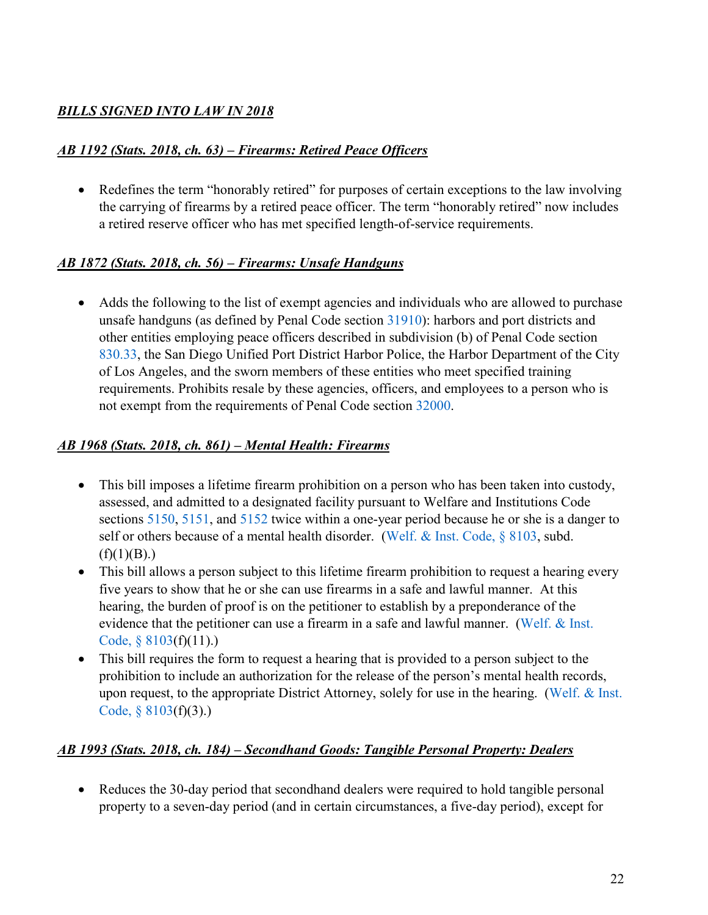***BILLS SIGNED INTO LAW IN 2018***

***AB 1192 (Stats. 2018, ch. 63) – Firearms: Retired Peace Officers***

- Redefines the term "honorably retired" for purposes of certain exceptions to the law involving the carrying of firearms by a retired peace officer. The term "honorably retired" now includes a retired reserve officer who has met specified length-of-service requirements.

***AB 1872 (Stats. 2018, ch. 56) – Firearms: Unsafe Handguns***

- Adds the following to the list of exempt agencies and individuals who are allowed to purchase unsafe handguns (as defined by Penal Code section 31910): harbors and port districts and other entities employing peace officers described in subdivision (b) of Penal Code section 830.33, the San Diego Unified Port District Harbor Police, the Harbor Department of the City of Los Angeles, and the sworn members of these entities who meet specified training requirements. Prohibits resale by these agencies, officers, and employees to a person who is not exempt from the requirements of Penal Code section 32000.

***AB 1968 (Stats. 2018, ch. 861) – Mental Health: Firearms***

- This bill imposes a lifetime firearm prohibition on a person who has been taken into custody, assessed, and admitted to a designated facility pursuant to Welfare and Institutions Code sections 5150, 5151, and 5152 twice within a one-year period because he or she is a danger to self or others because of a mental health disorder. (Welf. & Inst. Code, § 8103, subd. (f)(1)(B).)
- This bill allows a person subject to this lifetime firearm prohibition to request a hearing every five years to show that he or she can use firearms in a safe and lawful manner. At this hearing, the burden of proof is on the petitioner to establish by a preponderance of the evidence that the petitioner can use a firearm in a safe and lawful manner. (Welf. & Inst. Code, § 8103(f)(11).)
- This bill requires the form to request a hearing that is provided to a person subject to the prohibition to include an authorization for the release of the person's mental health records, upon request, to the appropriate District Attorney, solely for use in the hearing. (Welf. & Inst. Code, § 8103(f)(3).)

***AB 1993 (Stats. 2018, ch. 184) – Secondhand Goods: Tangible Personal Property: Dealers***

- Reduces the 30-day period that secondhand dealers were required to hold tangible personal property to a seven-day period (and in certain circumstances, a five-day period), except for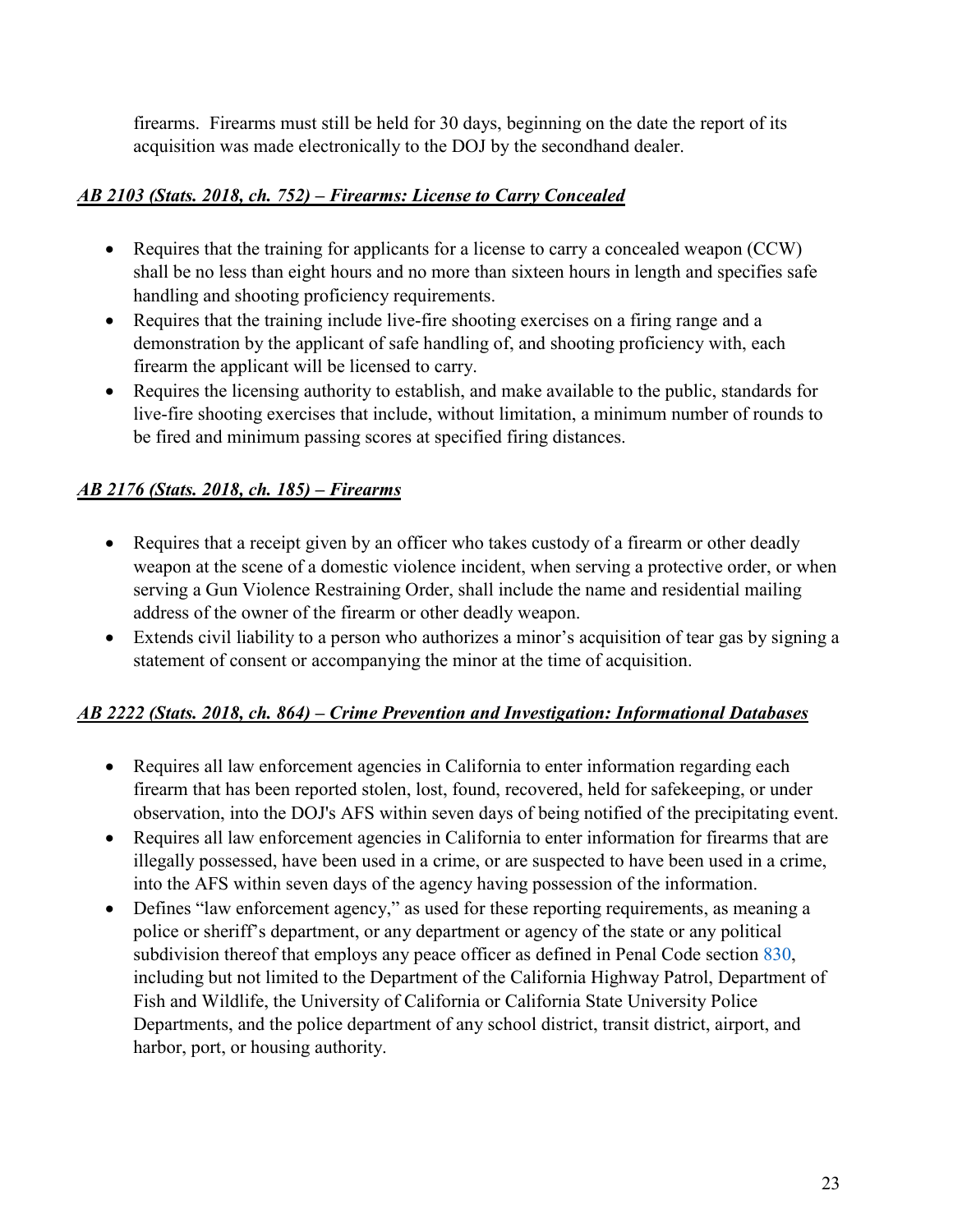firearms. Firearms must still be held for 30 days, beginning on the date the report of its acquisition was made electronically to the DOJ by the secondhand dealer.

***AB 2103 (Stats. 2018, ch. 752) – Firearms: License to Carry Concealed***

- Requires that the training for applicants for a license to carry a concealed weapon (CCW) shall be no less than eight hours and no more than sixteen hours in length and specifies safe handling and shooting proficiency requirements.
- Requires that the training include live-fire shooting exercises on a firing range and a demonstration by the applicant of safe handling of, and shooting proficiency with, each firearm the applicant will be licensed to carry.
- Requires the licensing authority to establish, and make available to the public, standards for live-fire shooting exercises that include, without limitation, a minimum number of rounds to be fired and minimum passing scores at specified firing distances.

***AB 2176 (Stats. 2018, ch. 185) – Firearms***

- Requires that a receipt given by an officer who takes custody of a firearm or other deadly weapon at the scene of a domestic violence incident, when serving a protective order, or when serving a Gun Violence Restraining Order, shall include the name and residential mailing address of the owner of the firearm or other deadly weapon.
- Extends civil liability to a person who authorizes a minor's acquisition of tear gas by signing a statement of consent or accompanying the minor at the time of acquisition.

***AB 2222 (Stats. 2018, ch. 864) – Crime Prevention and Investigation: Informational Databases***

- Requires all law enforcement agencies in California to enter information regarding each firearm that has been reported stolen, lost, found, recovered, held for safekeeping, or under observation, into the DOJ's AFS within seven days of being notified of the precipitating event.
- Requires all law enforcement agencies in California to enter information for firearms that are illegally possessed, have been used in a crime, or are suspected to have been used in a crime, into the AFS within seven days of the agency having possession of the information.
- Defines "law enforcement agency," as used for these reporting requirements, as meaning a police or sheriff's department, or any department or agency of the state or any political subdivision thereof that employs any peace officer as defined in Penal Code section 830, including but not limited to the Department of the California Highway Patrol, Department of Fish and Wildlife, the University of California or California State University Police Departments, and the police department of any school district, transit district, airport, and harbor, port, or housing authority.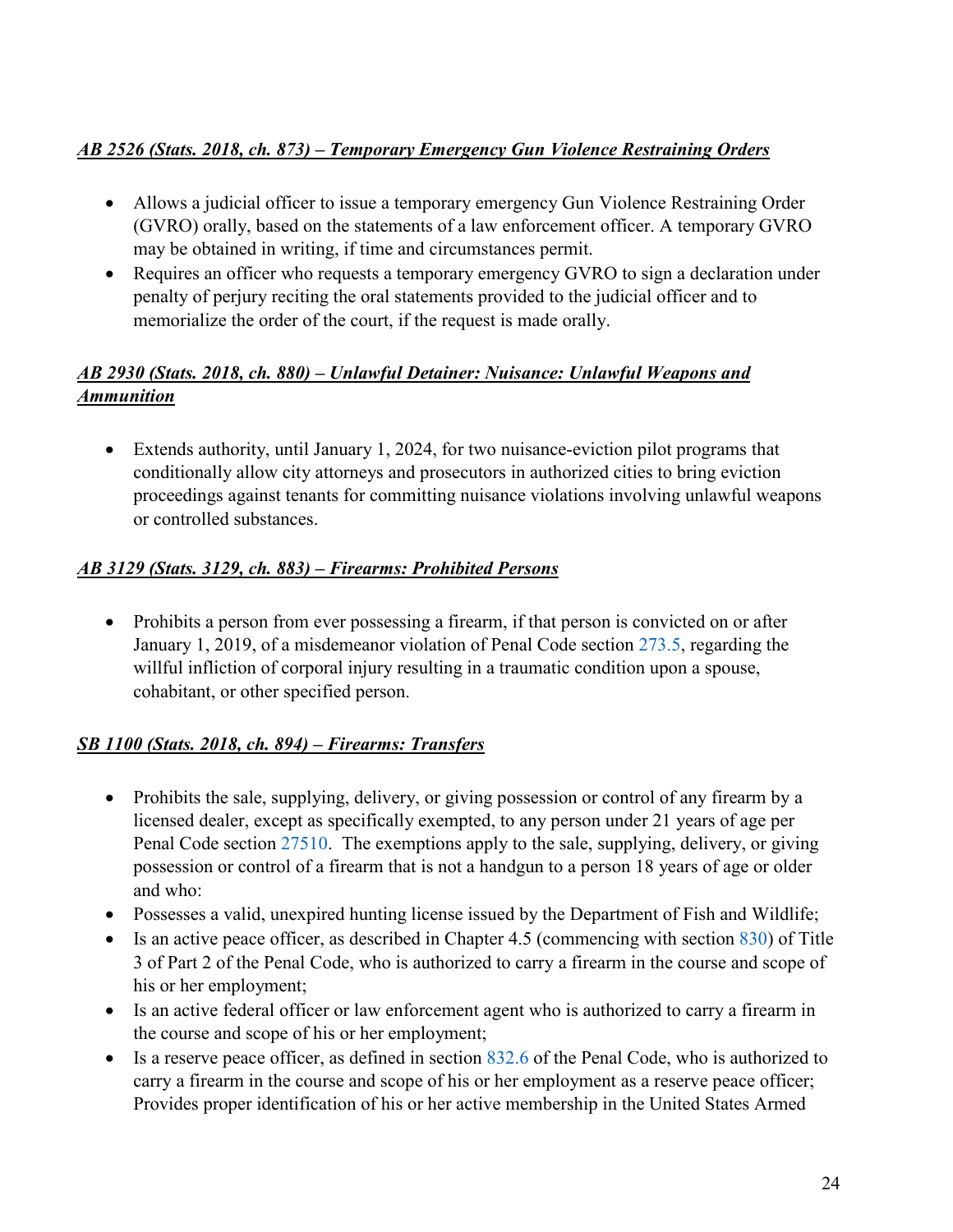***AB 2526 (Stats. 2018, ch. 873) – Temporary Emergency Gun Violence Restraining Orders***

- Allows a judicial officer to issue a temporary emergency Gun Violence Restraining Order (GVRO) orally, based on the statements of a law enforcement officer. A temporary GVRO may be obtained in writing, if time and circumstances permit.
- Requires an officer who requests a temporary emergency GVRO to sign a declaration under penalty of perjury reciting the oral statements provided to the judicial officer and to memorialize the order of the court, if the request is made orally.

***AB 2930 (Stats. 2018, ch. 880) – Unlawful Detainer: Nuisance: Unlawful Weapons and Ammunition***

- Extends authority, until January 1, 2024, for two nuisance-eviction pilot programs that conditionally allow city attorneys and prosecutors in authorized cities to bring eviction proceedings against tenants for committing nuisance violations involving unlawful weapons or controlled substances.

***AB 3129 (Stats. 3129, ch. 883) – Firearms: Prohibited Persons***

- Prohibits a person from ever possessing a firearm, if that person is convicted on or after January 1, 2019, of a misdemeanor violation of Penal Code section 273.5, regarding the willful infliction of corporal injury resulting in a traumatic condition upon a spouse, cohabitant, or other specified person.

***SB 1100 (Stats. 2018, ch. 894) – Firearms: Transfers***

- Prohibits the sale, supplying, delivery, or giving possession or control of any firearm by a licensed dealer, except as specifically exempted, to any person under 21 years of age per Penal Code section 27510. The exemptions apply to the sale, supplying, delivery, or giving possession or control of a firearm that is not a handgun to a person 18 years of age or older and who:
- Possesses a valid, unexpired hunting license issued by the Department of Fish and Wildlife;
- Is an active peace officer, as described in Chapter 4.5 (commencing with section 830) of Title 3 of Part 2 of the Penal Code, who is authorized to carry a firearm in the course and scope of his or her employment;
- Is an active federal officer or law enforcement agent who is authorized to carry a firearm in the course and scope of his or her employment;
- Is a reserve peace officer, as defined in section 832.6 of the Penal Code, who is authorized to carry a firearm in the course and scope of his or her employment as a reserve peace officer; Provides proper identification of his or her active membership in the United States Armed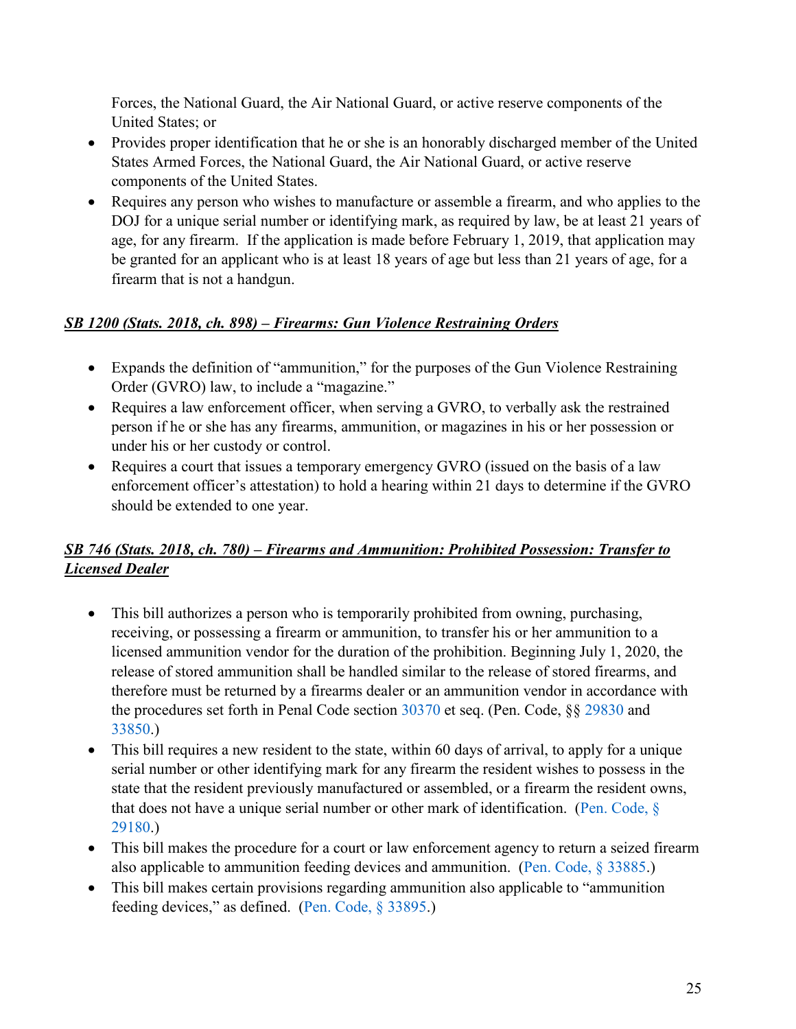Forces, the National Guard, the Air National Guard, or active reserve components of the United States; or

- Provides proper identification that he or she is an honorably discharged member of the United States Armed Forces, the National Guard, the Air National Guard, or active reserve components of the United States.
- Requires any person who wishes to manufacture or assemble a firearm, and who applies to the DOJ for a unique serial number or identifying mark, as required by law, be at least 21 years of age, for any firearm. If the application is made before February 1, 2019, that application may be granted for an applicant who is at least 18 years of age but less than 21 years of age, for a firearm that is not a handgun.

***SB 1200 (Stats. 2018, ch. 898) – Firearms: Gun Violence Restraining Orders***

- Expands the definition of "ammunition," for the purposes of the Gun Violence Restraining Order (GVRO) law, to include a "magazine."
- Requires a law enforcement officer, when serving a GVRO, to verbally ask the restrained person if he or she has any firearms, ammunition, or magazines in his or her possession or under his or her custody or control.
- Requires a court that issues a temporary emergency GVRO (issued on the basis of a law enforcement officer's attestation) to hold a hearing within 21 days to determine if the GVRO should be extended to one year.

***SB 746 (Stats. 2018, ch. 780) – Firearms and Ammunition: Prohibited Possession: Transfer to Licensed Dealer***

- This bill authorizes a person who is temporarily prohibited from owning, purchasing, receiving, or possessing a firearm or ammunition, to transfer his or her ammunition to a licensed ammunition vendor for the duration of the prohibition. Beginning July 1, 2020, the release of stored ammunition shall be handled similar to the release of stored firearms, and therefore must be returned by a firearms dealer or an ammunition vendor in accordance with the procedures set forth in Penal Code section 30370 et seq. (Pen. Code, §§ 29830 and 33850.)
- This bill requires a new resident to the state, within 60 days of arrival, to apply for a unique serial number or other identifying mark for any firearm the resident wishes to possess in the state that the resident previously manufactured or assembled, or a firearm the resident owns, that does not have a unique serial number or other mark of identification. (Pen. Code, § 29180.)
- This bill makes the procedure for a court or law enforcement agency to return a seized firearm also applicable to ammunition feeding devices and ammunition. (Pen. Code, § 33885.)
- This bill makes certain provisions regarding ammunition also applicable to "ammunition feeding devices," as defined. (Pen. Code, § 33895.)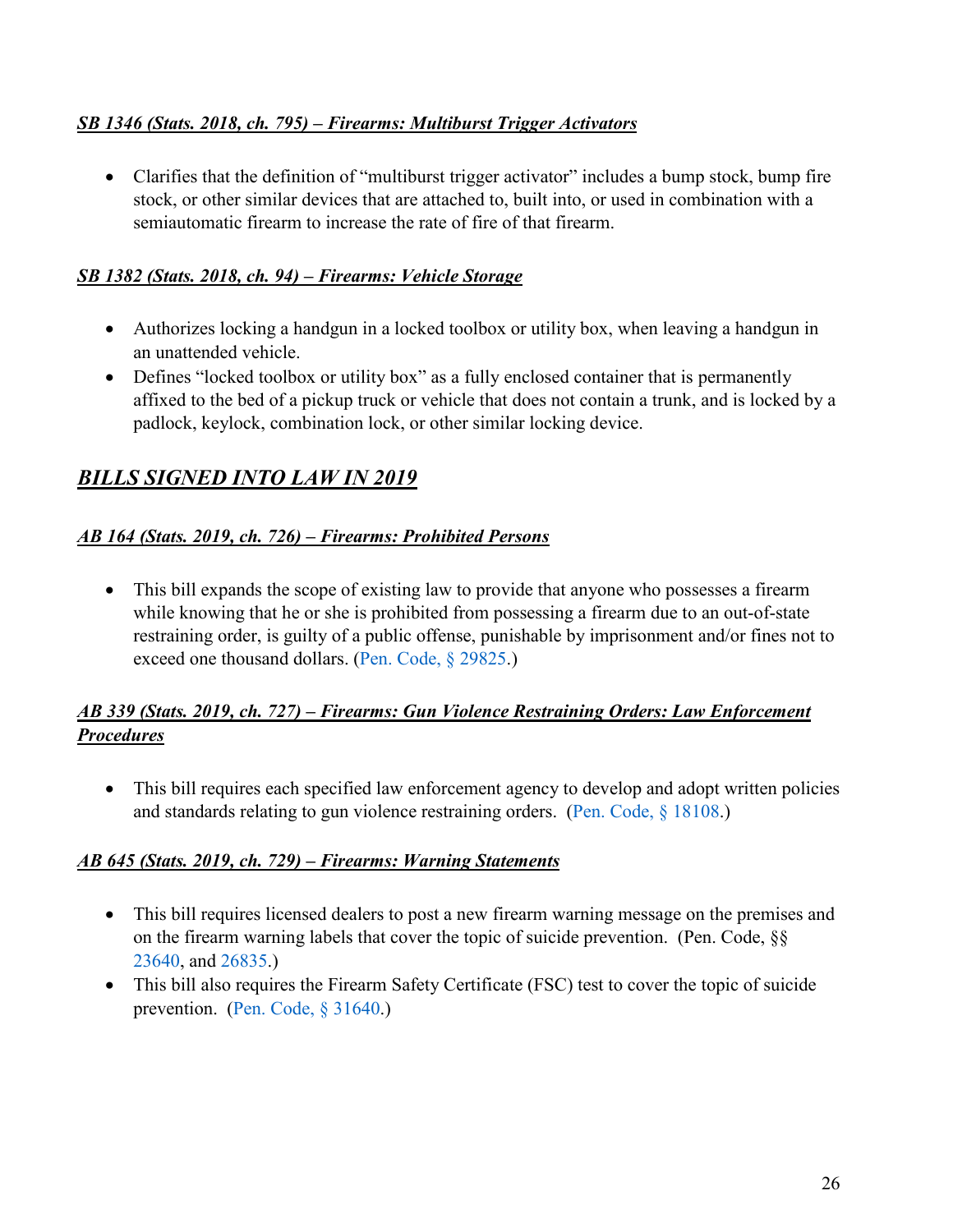***SB 1346 (Stats. 2018, ch. 795) – Firearms: Multiburst Trigger Activators***

- Clarifies that the definition of "multiburst trigger activator" includes a bump stock, bump fire stock, or other similar devices that are attached to, built into, or used in combination with a semiautomatic firearm to increase the rate of fire of that firearm.

***SB 1382 (Stats. 2018, ch. 94) – Firearms: Vehicle Storage***

- Authorizes locking a handgun in a locked toolbox or utility box, when leaving a handgun in an unattended vehicle.
- Defines "locked toolbox or utility box" as a fully enclosed container that is permanently affixed to the bed of a pickup truck or vehicle that does not contain a trunk, and is locked by a padlock, keylock, combination lock, or other similar locking device.

## ***BILLS SIGNED INTO LAW IN 2019***

***AB 164 (Stats. 2019, ch. 726) – Firearms: Prohibited Persons***

- This bill expands the scope of existing law to provide that anyone who possesses a firearm while knowing that he or she is prohibited from possessing a firearm due to an out-of-state restraining order, is guilty of a public offense, punishable by imprisonment and/or fines not to exceed one thousand dollars. (Pen. Code, § 29825.)

***AB 339 (Stats. 2019, ch. 727) – Firearms: Gun Violence Restraining Orders: Law Enforcement Procedures***

- This bill requires each specified law enforcement agency to develop and adopt written policies and standards relating to gun violence restraining orders. (Pen. Code, § 18108.)

***AB 645 (Stats. 2019, ch. 729) – Firearms: Warning Statements***

- This bill requires licensed dealers to post a new firearm warning message on the premises and on the firearm warning labels that cover the topic of suicide prevention. (Pen. Code, §§ 23640, and 26835.)
- This bill also requires the Firearm Safety Certificate (FSC) test to cover the topic of suicide prevention. (Pen. Code, § 31640.)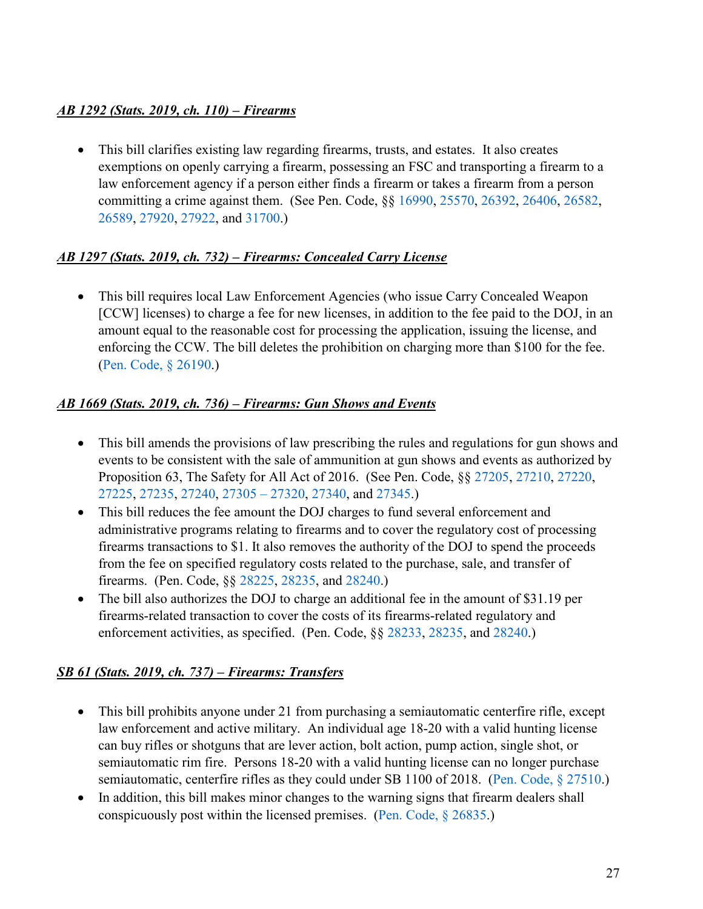***AB 1292 (Stats. 2019, ch. 110) – Firearms***

- This bill clarifies existing law regarding firearms, trusts, and estates. It also creates exemptions on openly carrying a firearm, possessing an FSC and transporting a firearm to a law enforcement agency if a person either finds a firearm or takes a firearm from a person committing a crime against them. (See Pen. Code, §§ 16990, 25570, 26392, 26406, 26582, 26589, 27920, 27922, and 31700.)

***AB 1297 (Stats. 2019, ch. 732) – Firearms: Concealed Carry License***

- This bill requires local Law Enforcement Agencies (who issue Carry Concealed Weapon [CCW] licenses) to charge a fee for new licenses, in addition to the fee paid to the DOJ, in an amount equal to the reasonable cost for processing the application, issuing the license, and enforcing the CCW. The bill deletes the prohibition on charging more than $100 for the fee. (Pen. Code, § 26190.)

***AB 1669 (Stats. 2019, ch. 736) – Firearms: Gun Shows and Events***

- This bill amends the provisions of law prescribing the rules and regulations for gun shows and events to be consistent with the sale of ammunition at gun shows and events as authorized by Proposition 63, The Safety for All Act of 2016. (See Pen. Code, §§ 27205, 27210, 27220, 27225, 27235, 27240, 27305 – 27320, 27340, and 27345.)
- This bill reduces the fee amount the DOJ charges to fund several enforcement and administrative programs relating to firearms and to cover the regulatory cost of processing firearms transactions to $1. It also removes the authority of the DOJ to spend the proceeds from the fee on specified regulatory costs related to the purchase, sale, and transfer of firearms. (Pen. Code, §§ 28225, 28235, and 28240.)
- The bill also authorizes the DOJ to charge an additional fee in the amount of $31.19 per firearms-related transaction to cover the costs of its firearms-related regulatory and enforcement activities, as specified. (Pen. Code, §§ 28233, 28235, and 28240.)

***SB 61 (Stats. 2019, ch. 737) – Firearms: Transfers***

- This bill prohibits anyone under 21 from purchasing a semiautomatic centerfire rifle, except law enforcement and active military. An individual age 18-20 with a valid hunting license can buy rifles or shotguns that are lever action, bolt action, pump action, single shot, or semiautomatic rim fire. Persons 18-20 with a valid hunting license can no longer purchase semiautomatic, centerfire rifles as they could under SB 1100 of 2018. (Pen. Code, § 27510.)
- In addition, this bill makes minor changes to the warning signs that firearm dealers shall conspicuously post within the licensed premises. (Pen. Code, § 26835.)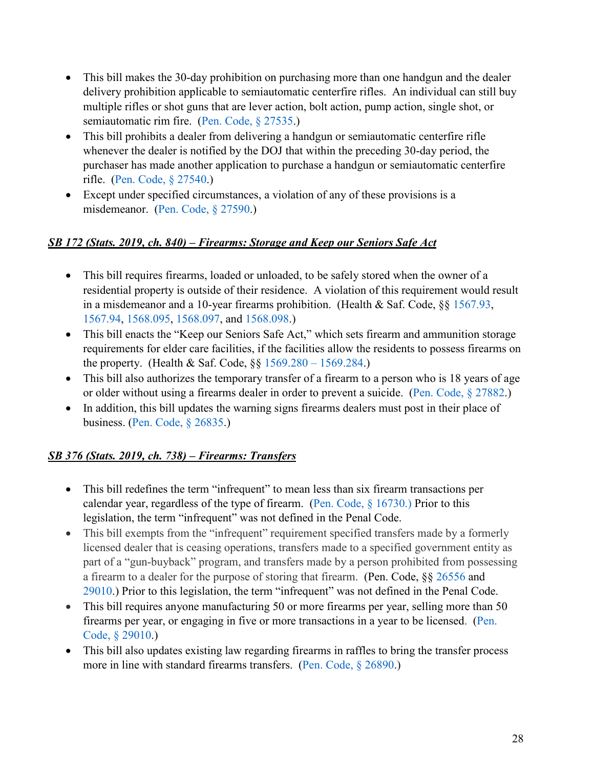- This bill makes the 30-day prohibition on purchasing more than one handgun and the dealer delivery prohibition applicable to semiautomatic centerfire rifles. An individual can still buy multiple rifles or shot guns that are lever action, bolt action, pump action, single shot, or semiautomatic rim fire. (Pen. Code, § 27535.)
- This bill prohibits a dealer from delivering a handgun or semiautomatic centerfire rifle whenever the dealer is notified by the DOJ that within the preceding 30-day period, the purchaser has made another application to purchase a handgun or semiautomatic centerfire rifle. (Pen. Code, § 27540.)
- Except under specified circumstances, a violation of any of these provisions is a misdemeanor. (Pen. Code, § 27590.)

***<u>SB 172 (Stats. 2019, ch. 840) – Firearms: Storage and Keep our Seniors Safe Act</u>***

- This bill requires firearms, loaded or unloaded, to be safely stored when the owner of a residential property is outside of their residence. A violation of this requirement would result in a misdemeanor and a 10-year firearms prohibition. (Health & Saf. Code, §§ 1567.93, 1567.94, 1568.095, 1568.097, and 1568.098.)
- This bill enacts the "Keep our Seniors Safe Act," which sets firearm and ammunition storage requirements for elder care facilities, if the facilities allow the residents to possess firearms on the property. (Health & Saf. Code, §§ 1569.280 – 1569.284.)
- This bill also authorizes the temporary transfer of a firearm to a person who is 18 years of age or older without using a firearms dealer in order to prevent a suicide. (Pen. Code, § 27882.)
- In addition, this bill updates the warning signs firearms dealers must post in their place of business. (Pen. Code, § 26835.)

***<u>SB 376 (Stats. 2019, ch. 738) – Firearms: Transfers</u>***

- This bill redefines the term "infrequent" to mean less than six firearm transactions per calendar year, regardless of the type of firearm. (Pen. Code, § 16730.) Prior to this legislation, the term "infrequent" was not defined in the Penal Code.
- This bill exempts from the "infrequent" requirement specified transfers made by a formerly licensed dealer that is ceasing operations, transfers made to a specified government entity as part of a "gun-buyback" program, and transfers made by a person prohibited from possessing a firearm to a dealer for the purpose of storing that firearm. (Pen. Code, §§ 26556 and 29010.) Prior to this legislation, the term "infrequent" was not defined in the Penal Code.
- This bill requires anyone manufacturing 50 or more firearms per year, selling more than 50 firearms per year, or engaging in five or more transactions in a year to be licensed. (Pen. Code, § 29010.)
- This bill also updates existing law regarding firearms in raffles to bring the transfer process more in line with standard firearms transfers. (Pen. Code, § 26890.)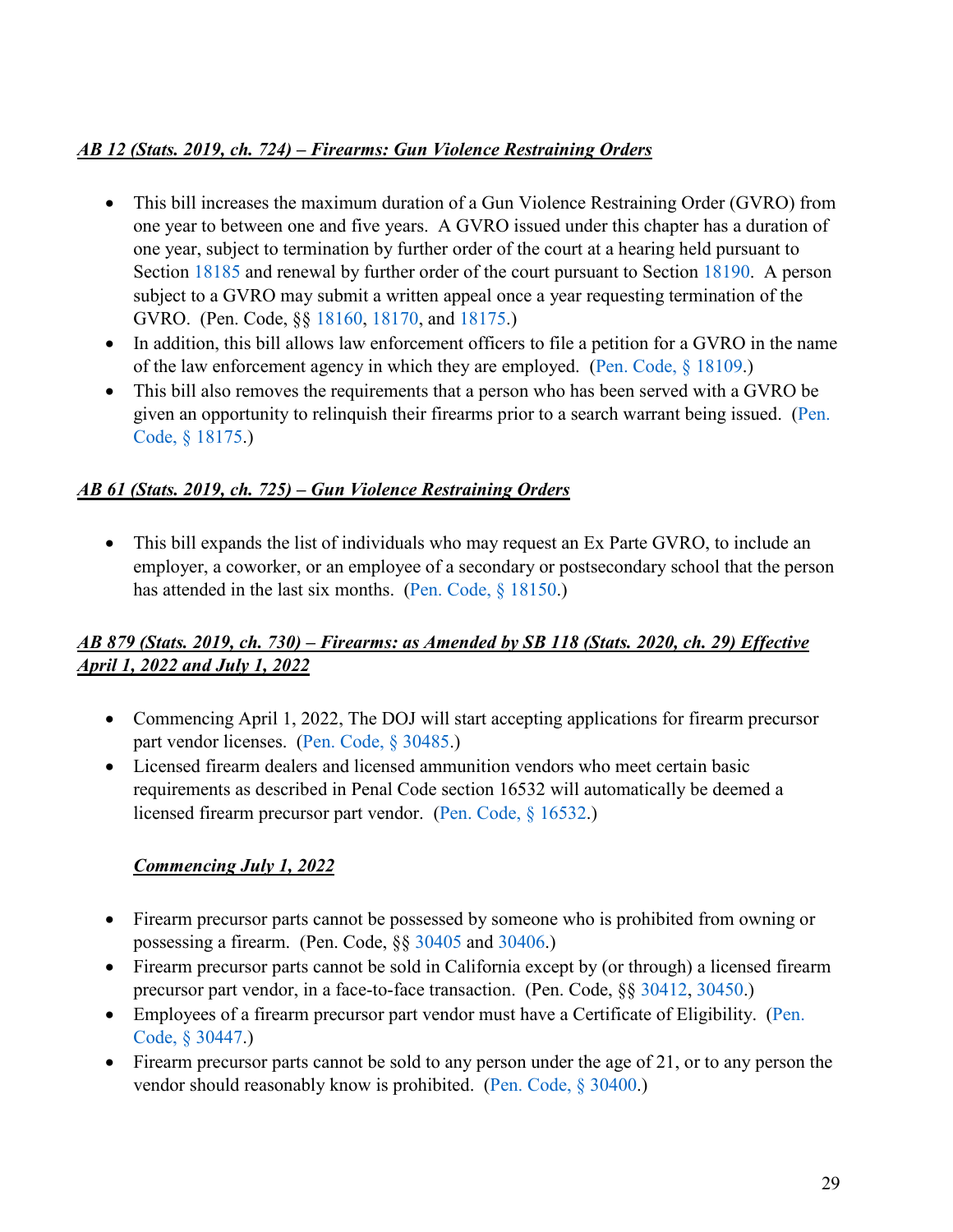***AB 12 (Stats. 2019, ch. 724) – Firearms: Gun Violence Restraining Orders***

- This bill increases the maximum duration of a Gun Violence Restraining Order (GVRO) from one year to between one and five years. A GVRO issued under this chapter has a duration of one year, subject to termination by further order of the court at a hearing held pursuant to Section 18185 and renewal by further order of the court pursuant to Section 18190. A person subject to a GVRO may submit a written appeal once a year requesting termination of the GVRO. (Pen. Code, §§ 18160, 18170, and 18175.)
- In addition, this bill allows law enforcement officers to file a petition for a GVRO in the name of the law enforcement agency in which they are employed. (Pen. Code, § 18109.)
- This bill also removes the requirements that a person who has been served with a GVRO be given an opportunity to relinquish their firearms prior to a search warrant being issued. (Pen. Code, § 18175.)

***AB 61 (Stats. 2019, ch. 725) – Gun Violence Restraining Orders***

- This bill expands the list of individuals who may request an Ex Parte GVRO, to include an employer, a coworker, or an employee of a secondary or postsecondary school that the person has attended in the last six months. (Pen. Code, § 18150.)

***AB 879 (Stats. 2019, ch. 730) – Firearms: as Amended by SB 118 (Stats. 2020, ch. 29) Effective April 1, 2022 and July 1, 2022***

- Commencing April 1, 2022, The DOJ will start accepting applications for firearm precursor part vendor licenses. (Pen. Code, § 30485.)
- Licensed firearm dealers and licensed ammunition vendors who meet certain basic requirements as described in Penal Code section 16532 will automatically be deemed a licensed firearm precursor part vendor. (Pen. Code, § 16532.)

***Commencing July 1, 2022***

- Firearm precursor parts cannot be possessed by someone who is prohibited from owning or possessing a firearm. (Pen. Code, §§ 30405 and 30406.)
- Firearm precursor parts cannot be sold in California except by (or through) a licensed firearm precursor part vendor, in a face-to-face transaction. (Pen. Code, §§ 30412, 30450.)
- Employees of a firearm precursor part vendor must have a Certificate of Eligibility. (Pen. Code, § 30447.)
- Firearm precursor parts cannot be sold to any person under the age of 21, or to any person the vendor should reasonably know is prohibited. (Pen. Code, § 30400.)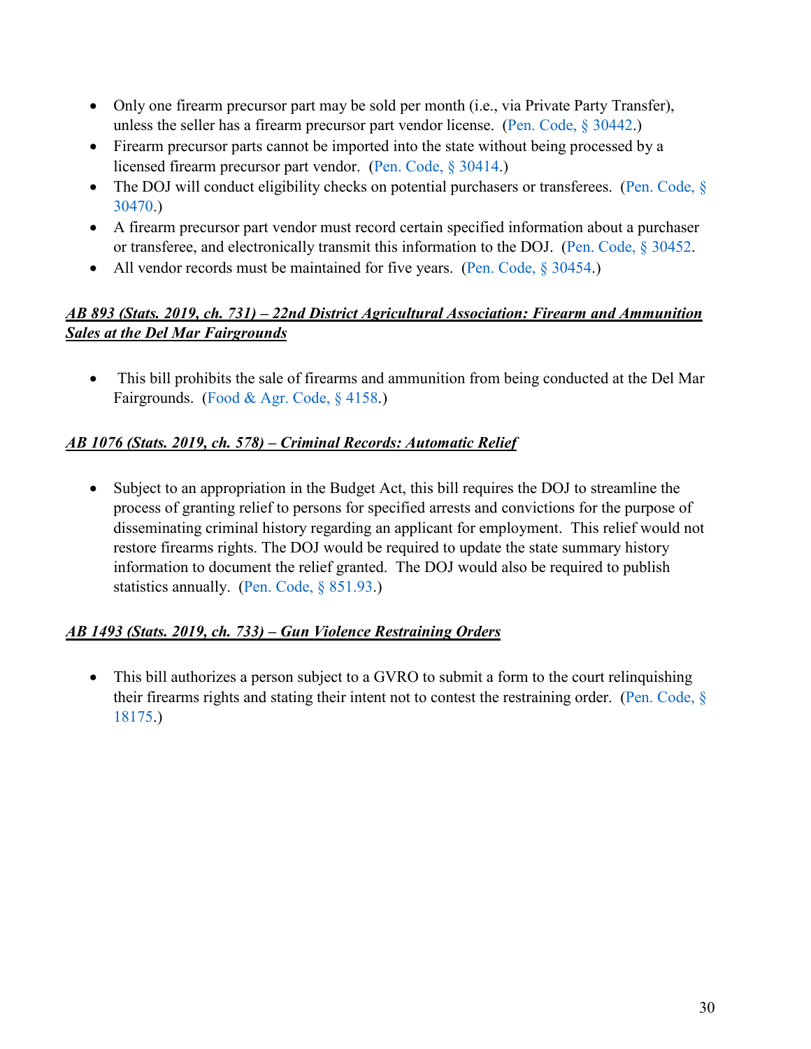- Only one firearm precursor part may be sold per month (i.e., via Private Party Transfer), unless the seller has a firearm precursor part vendor license. (Pen. Code, § 30442.)
- Firearm precursor parts cannot be imported into the state without being processed by a licensed firearm precursor part vendor. (Pen. Code, § 30414.)
- The DOJ will conduct eligibility checks on potential purchasers or transferees. (Pen. Code, § 30470.)
- A firearm precursor part vendor must record certain specified information about a purchaser or transferee, and electronically transmit this information to the DOJ. (Pen. Code, § 30452.
- All vendor records must be maintained for five years. (Pen. Code, § 30454.)

***AB 893 (Stats. 2019, ch. 731) – 22nd District Agricultural Association: Firearm and Ammunition Sales at the Del Mar Fairgrounds***

- This bill prohibits the sale of firearms and ammunition from being conducted at the Del Mar Fairgrounds. (Food & Agr. Code, § 4158.)

***AB 1076 (Stats. 2019, ch. 578) – Criminal Records: Automatic Relief***

- Subject to an appropriation in the Budget Act, this bill requires the DOJ to streamline the process of granting relief to persons for specified arrests and convictions for the purpose of disseminating criminal history regarding an applicant for employment. This relief would not restore firearms rights. The DOJ would be required to update the state summary history information to document the relief granted. The DOJ would also be required to publish statistics annually. (Pen. Code, § 851.93.)

***AB 1493 (Stats. 2019, ch. 733) – Gun Violence Restraining Orders***

- This bill authorizes a person subject to a GVRO to submit a form to the court relinquishing their firearms rights and stating their intent not to contest the restraining order. (Pen. Code, § 18175.)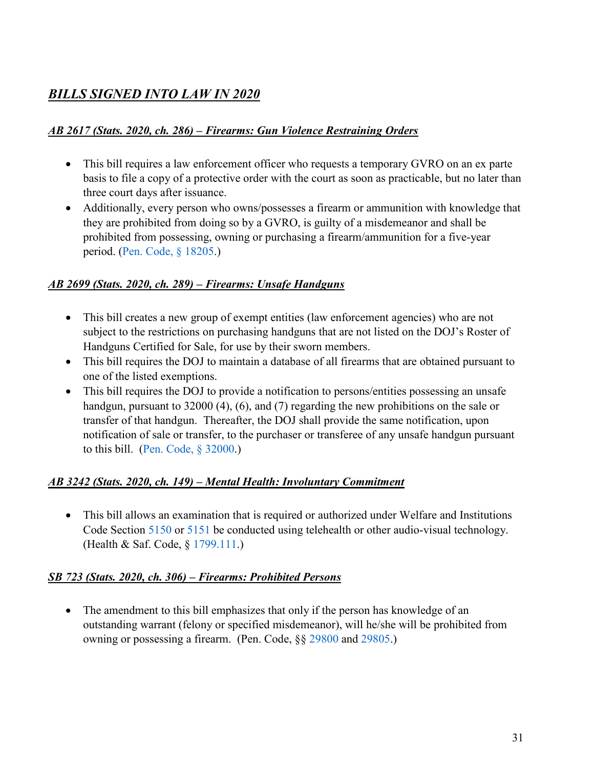## ***BILLS SIGNED INTO LAW IN 2020***

### ***AB 2617 (Stats. 2020, ch. 286) – Firearms: Gun Violence Restraining Orders***

- This bill requires a law enforcement officer who requests a temporary GVRO on an ex parte basis to file a copy of a protective order with the court as soon as practicable, but no later than three court days after issuance.
- Additionally, every person who owns/possesses a firearm or ammunition with knowledge that they are prohibited from doing so by a GVRO, is guilty of a misdemeanor and shall be prohibited from possessing, owning or purchasing a firearm/ammunition for a five-year period. (Pen. Code, § 18205.)

### ***AB 2699 (Stats. 2020, ch. 289) – Firearms: Unsafe Handguns***

- This bill creates a new group of exempt entities (law enforcement agencies) who are not subject to the restrictions on purchasing handguns that are not listed on the DOJ's Roster of Handguns Certified for Sale, for use by their sworn members.
- This bill requires the DOJ to maintain a database of all firearms that are obtained pursuant to one of the listed exemptions.
- This bill requires the DOJ to provide a notification to persons/entities possessing an unsafe handgun, pursuant to 32000 (4), (6), and (7) regarding the new prohibitions on the sale or transfer of that handgun. Thereafter, the DOJ shall provide the same notification, upon notification of sale or transfer, to the purchaser or transferee of any unsafe handgun pursuant to this bill. (Pen. Code, § 32000.)

### ***AB 3242 (Stats. 2020, ch. 149) – Mental Health: Involuntary Commitment***

- This bill allows an examination that is required or authorized under Welfare and Institutions Code Section 5150 or 5151 be conducted using telehealth or other audio-visual technology. (Health & Saf. Code, § 1799.111.)

### ***SB 723 (Stats. 2020, ch. 306) – Firearms: Prohibited Persons***

- The amendment to this bill emphasizes that only if the person has knowledge of an outstanding warrant (felony or specified misdemeanor), will he/she will be prohibited from owning or possessing a firearm. (Pen. Code, §§ 29800 and 29805.)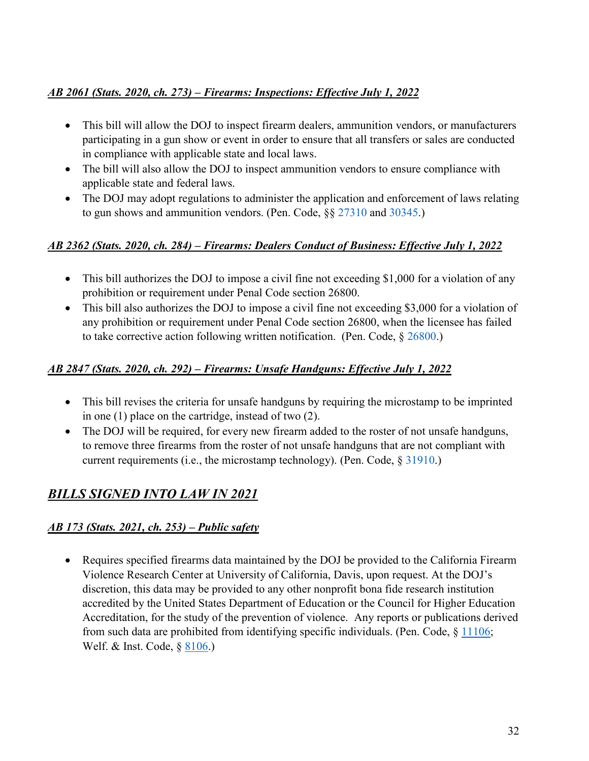***AB 2061 (Stats. 2020, ch. 273) – Firearms: Inspections: Effective July 1, 2022***

- This bill will allow the DOJ to inspect firearm dealers, ammunition vendors, or manufacturers participating in a gun show or event in order to ensure that all transfers or sales are conducted in compliance with applicable state and local laws.
- The bill will also allow the DOJ to inspect ammunition vendors to ensure compliance with applicable state and federal laws.
- The DOJ may adopt regulations to administer the application and enforcement of laws relating to gun shows and ammunition vendors. (Pen. Code, §§ 27310 and 30345.)

***AB 2362 (Stats. 2020, ch. 284) – Firearms: Dealers Conduct of Business: Effective July 1, 2022***

- This bill authorizes the DOJ to impose a civil fine not exceeding $1,000 for a violation of any prohibition or requirement under Penal Code section 26800.
- This bill also authorizes the DOJ to impose a civil fine not exceeding $3,000 for a violation of any prohibition or requirement under Penal Code section 26800, when the licensee has failed to take corrective action following written notification. (Pen. Code, § 26800.)

***AB 2847 (Stats. 2020, ch. 292) – Firearms: Unsafe Handguns: Effective July 1, 2022***

- This bill revises the criteria for unsafe handguns by requiring the microstamp to be imprinted in one (1) place on the cartridge, instead of two (2).
- The DOJ will be required, for every new firearm added to the roster of not unsafe handguns, to remove three firearms from the roster of not unsafe handguns that are not compliant with current requirements (i.e., the microstamp technology). (Pen. Code, § 31910.)

## ***BILLS SIGNED INTO LAW IN 2021***

***AB 173 (Stats. 2021, ch. 253) – Public safety***

- Requires specified firearms data maintained by the DOJ be provided to the California Firearm Violence Research Center at University of California, Davis, upon request. At the DOJ's discretion, this data may be provided to any other nonprofit bona fide research institution accredited by the United States Department of Education or the Council for Higher Education Accreditation, for the study of the prevention of violence. Any reports or publications derived from such data are prohibited from identifying specific individuals. (Pen. Code, § 11106; Welf. & Inst. Code, § 8106.)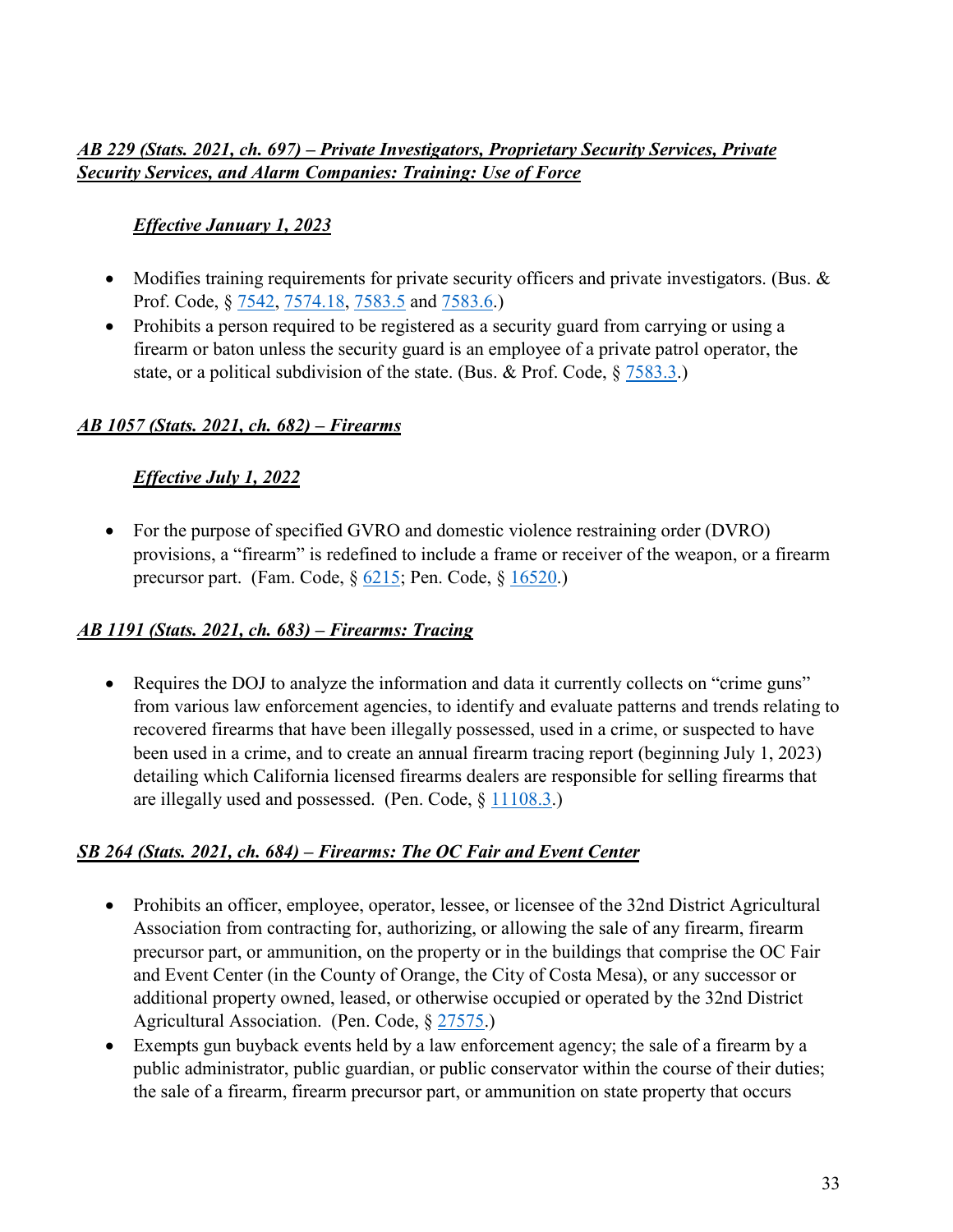***AB 229 (Stats. 2021, ch. 697) – Private Investigators, Proprietary Security Services, Private Security Services, and Alarm Companies: Training: Use of Force***

***Effective January 1, 2023***

- Modifies training requirements for private security officers and private investigators. (Bus. & Prof. Code, § 7542, 7574.18, 7583.5 and 7583.6.)
- Prohibits a person required to be registered as a security guard from carrying or using a firearm or baton unless the security guard is an employee of a private patrol operator, the state, or a political subdivision of the state. (Bus. & Prof. Code, § 7583.3.)

***AB 1057 (Stats. 2021, ch. 682) – Firearms***

***Effective July 1, 2022***

- For the purpose of specified GVRO and domestic violence restraining order (DVRO) provisions, a "firearm" is redefined to include a frame or receiver of the weapon, or a firearm precursor part. (Fam. Code, § 6215; Pen. Code, § 16520.)

***AB 1191 (Stats. 2021, ch. 683) – Firearms: Tracing***

- Requires the DOJ to analyze the information and data it currently collects on "crime guns" from various law enforcement agencies, to identify and evaluate patterns and trends relating to recovered firearms that have been illegally possessed, used in a crime, or suspected to have been used in a crime, and to create an annual firearm tracing report (beginning July 1, 2023) detailing which California licensed firearms dealers are responsible for selling firearms that are illegally used and possessed. (Pen. Code, § 11108.3.)

***SB 264 (Stats. 2021, ch. 684) – Firearms: The OC Fair and Event Center***

- Prohibits an officer, employee, operator, lessee, or licensee of the 32nd District Agricultural Association from contracting for, authorizing, or allowing the sale of any firearm, firearm precursor part, or ammunition, on the property or in the buildings that comprise the OC Fair and Event Center (in the County of Orange, the City of Costa Mesa), or any successor or additional property owned, leased, or otherwise occupied or operated by the 32nd District Agricultural Association. (Pen. Code, § 27575.)
- Exempts gun buyback events held by a law enforcement agency; the sale of a firearm by a public administrator, public guardian, or public conservator within the course of their duties; the sale of a firearm, firearm precursor part, or ammunition on state property that occurs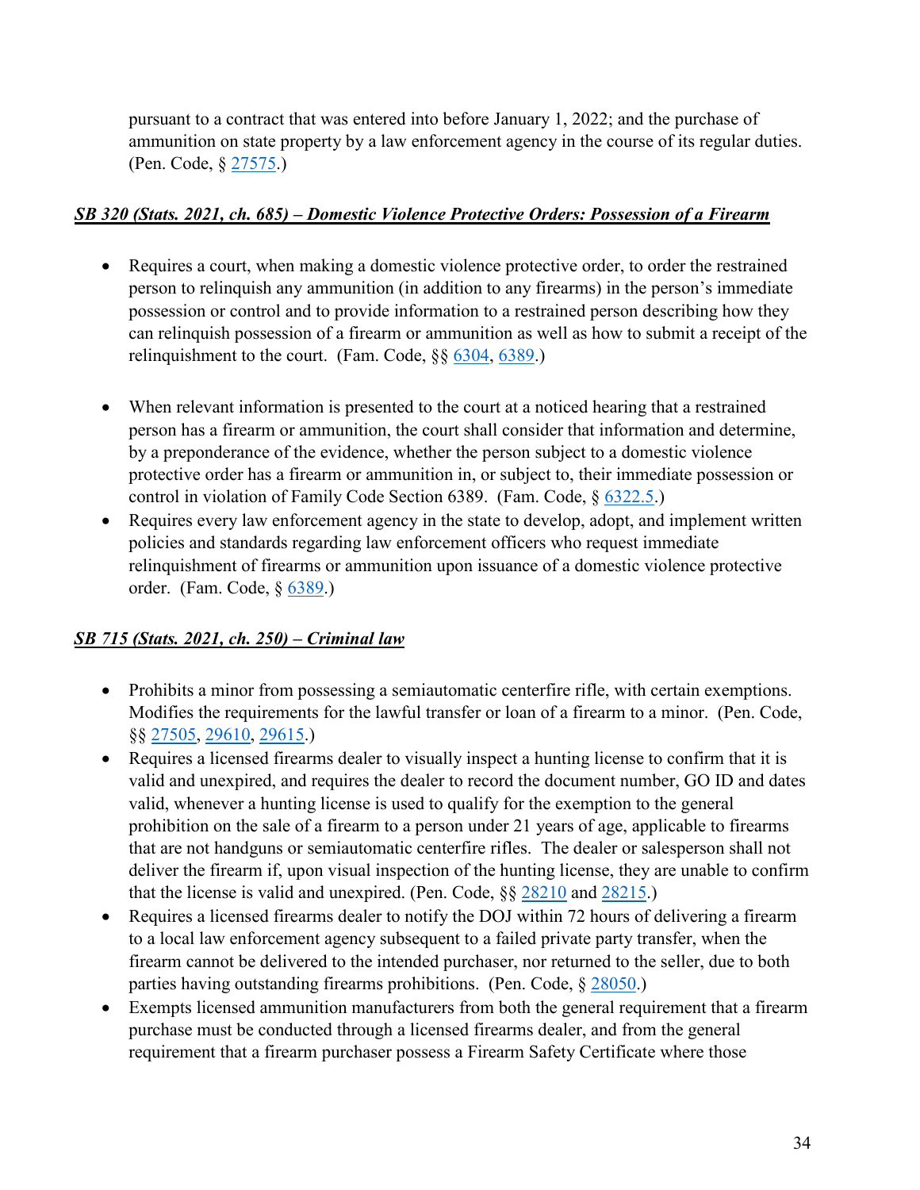pursuant to a contract that was entered into before January 1, 2022; and the purchase of ammunition on state property by a law enforcement agency in the course of its regular duties. (Pen. Code, § 27575.)

***SB 320 (Stats. 2021, ch. 685) – Domestic Violence Protective Orders: Possession of a Firearm***

- Requires a court, when making a domestic violence protective order, to order the restrained person to relinquish any ammunition (in addition to any firearms) in the person's immediate possession or control and to provide information to a restrained person describing how they can relinquish possession of a firearm or ammunition as well as how to submit a receipt of the relinquishment to the court. (Fam. Code, §§ 6304, 6389.)

- When relevant information is presented to the court at a noticed hearing that a restrained person has a firearm or ammunition, the court shall consider that information and determine, by a preponderance of the evidence, whether the person subject to a domestic violence protective order has a firearm or ammunition in, or subject to, their immediate possession or control in violation of Family Code Section 6389. (Fam. Code, § 6322.5.)
- Requires every law enforcement agency in the state to develop, adopt, and implement written policies and standards regarding law enforcement officers who request immediate relinquishment of firearms or ammunition upon issuance of a domestic violence protective order. (Fam. Code, § 6389.)

***SB 715 (Stats. 2021, ch. 250) – Criminal law***

- Prohibits a minor from possessing a semiautomatic centerfire rifle, with certain exemptions. Modifies the requirements for the lawful transfer or loan of a firearm to a minor. (Pen. Code, §§ 27505, 29610, 29615.)
- Requires a licensed firearms dealer to visually inspect a hunting license to confirm that it is valid and unexpired, and requires the dealer to record the document number, GO ID and dates valid, whenever a hunting license is used to qualify for the exemption to the general prohibition on the sale of a firearm to a person under 21 years of age, applicable to firearms that are not handguns or semiautomatic centerfire rifles. The dealer or salesperson shall not deliver the firearm if, upon visual inspection of the hunting license, they are unable to confirm that the license is valid and unexpired. (Pen. Code, §§ 28210 and 28215.)
- Requires a licensed firearms dealer to notify the DOJ within 72 hours of delivering a firearm to a local law enforcement agency subsequent to a failed private party transfer, when the firearm cannot be delivered to the intended purchaser, nor returned to the seller, due to both parties having outstanding firearms prohibitions. (Pen. Code, § 28050.)
- Exempts licensed ammunition manufacturers from both the general requirement that a firearm purchase must be conducted through a licensed firearms dealer, and from the general requirement that a firearm purchaser possess a Firearm Safety Certificate where those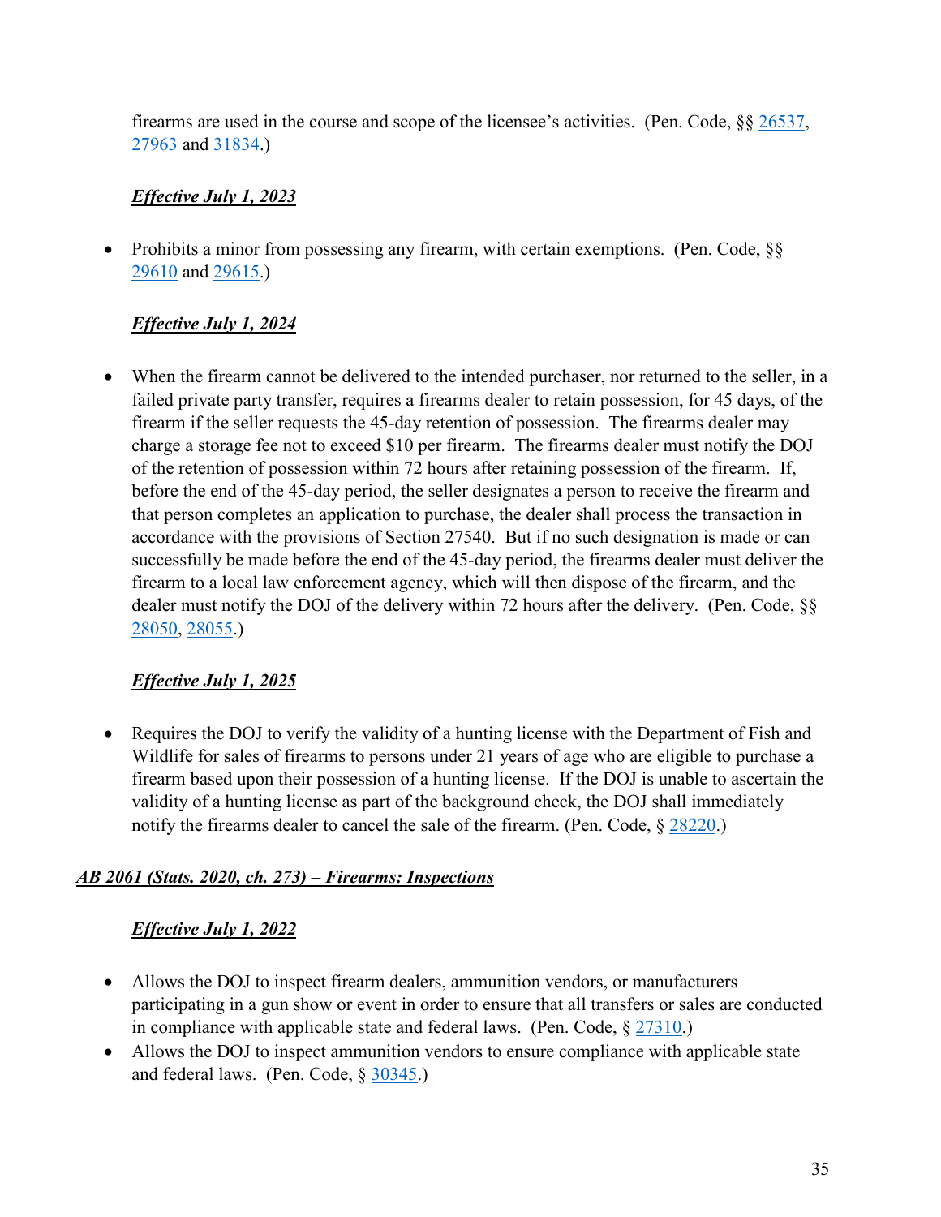firearms are used in the course and scope of the licensee's activities. (Pen. Code, §§ 26537, 27963 and 31834.)

***Effective July 1, 2023***

- Prohibits a minor from possessing any firearm, with certain exemptions. (Pen. Code, §§ 29610 and 29615.)

***Effective July 1, 2024***

- When the firearm cannot be delivered to the intended purchaser, nor returned to the seller, in a failed private party transfer, requires a firearms dealer to retain possession, for 45 days, of the firearm if the seller requests the 45-day retention of possession. The firearms dealer may charge a storage fee not to exceed $10 per firearm. The firearms dealer must notify the DOJ of the retention of possession within 72 hours after retaining possession of the firearm. If, before the end of the 45-day period, the seller designates a person to receive the firearm and that person completes an application to purchase, the dealer shall process the transaction in accordance with the provisions of Section 27540. But if no such designation is made or can successfully be made before the end of the 45-day period, the firearms dealer must deliver the firearm to a local law enforcement agency, which will then dispose of the firearm, and the dealer must notify the DOJ of the delivery within 72 hours after the delivery. (Pen. Code, §§ 28050, 28055.)

***Effective July 1, 2025***

- Requires the DOJ to verify the validity of a hunting license with the Department of Fish and Wildlife for sales of firearms to persons under 21 years of age who are eligible to purchase a firearm based upon their possession of a hunting license. If the DOJ is unable to ascertain the validity of a hunting license as part of the background check, the DOJ shall immediately notify the firearms dealer to cancel the sale of the firearm. (Pen. Code, § 28220.)

***AB 2061 (Stats. 2020, ch. 273) – Firearms: Inspections***

***Effective July 1, 2022***

- Allows the DOJ to inspect firearm dealers, ammunition vendors, or manufacturers participating in a gun show or event in order to ensure that all transfers or sales are conducted in compliance with applicable state and federal laws. (Pen. Code, § 27310.)
- Allows the DOJ to inspect ammunition vendors to ensure compliance with applicable state and federal laws. (Pen. Code, § 30345.)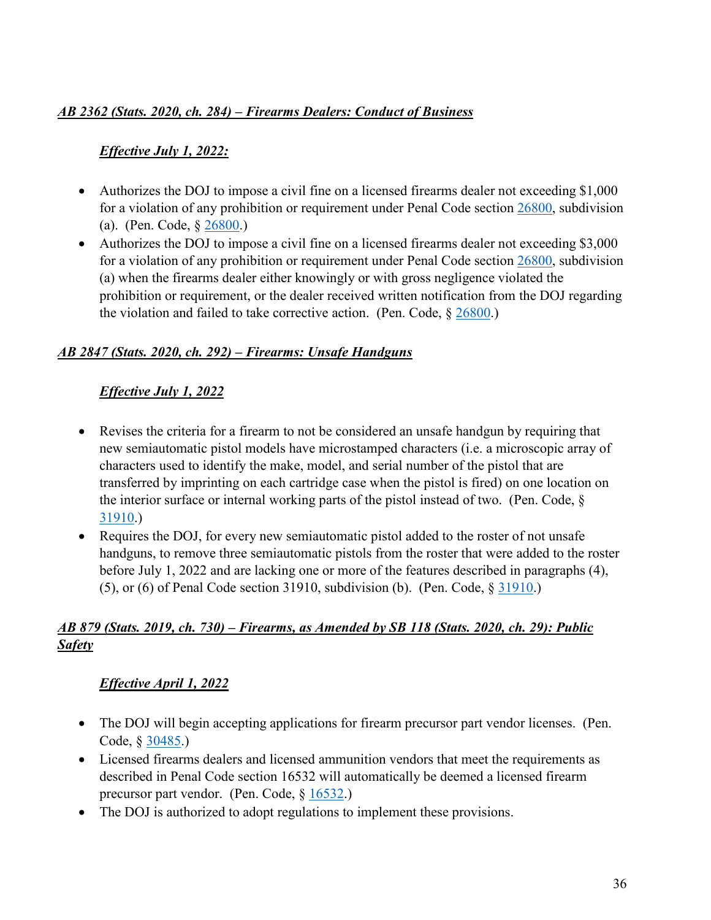***AB 2362 (Stats. 2020, ch. 284) – Firearms Dealers: Conduct of Business***

***Effective July 1, 2022:***

- Authorizes the DOJ to impose a civil fine on a licensed firearms dealer not exceeding $1,000 for a violation of any prohibition or requirement under Penal Code section 26800, subdivision (a). (Pen. Code, § 26800.)
- Authorizes the DOJ to impose a civil fine on a licensed firearms dealer not exceeding $3,000 for a violation of any prohibition or requirement under Penal Code section 26800, subdivision (a) when the firearms dealer either knowingly or with gross negligence violated the prohibition or requirement, or the dealer received written notification from the DOJ regarding the violation and failed to take corrective action. (Pen. Code, § 26800.)

***AB 2847 (Stats. 2020, ch. 292) – Firearms: Unsafe Handguns***

***Effective July 1, 2022***

- Revises the criteria for a firearm to not be considered an unsafe handgun by requiring that new semiautomatic pistol models have microstamped characters (i.e. a microscopic array of characters used to identify the make, model, and serial number of the pistol that are transferred by imprinting on each cartridge case when the pistol is fired) on one location on the interior surface or internal working parts of the pistol instead of two. (Pen. Code, § 31910.)
- Requires the DOJ, for every new semiautomatic pistol added to the roster of not unsafe handguns, to remove three semiautomatic pistols from the roster that were added to the roster before July 1, 2022 and are lacking one or more of the features described in paragraphs (4), (5), or (6) of Penal Code section 31910, subdivision (b). (Pen. Code, § 31910.)

***AB 879 (Stats. 2019, ch. 730) – Firearms, as Amended by SB 118 (Stats. 2020, ch. 29): Public Safety***

***Effective April 1, 2022***

- The DOJ will begin accepting applications for firearm precursor part vendor licenses. (Pen. Code, § 30485.)
- Licensed firearms dealers and licensed ammunition vendors that meet the requirements as described in Penal Code section 16532 will automatically be deemed a licensed firearm precursor part vendor. (Pen. Code, § 16532.)
- The DOJ is authorized to adopt regulations to implement these provisions.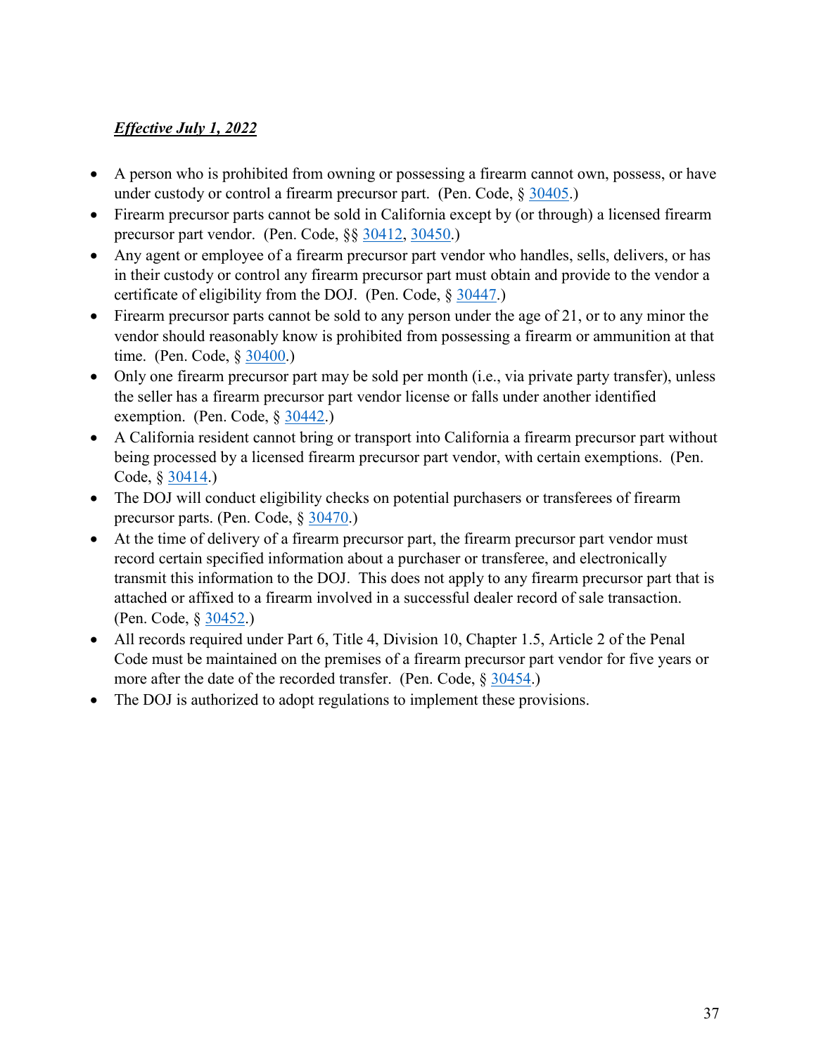***Effective July 1, 2022***

- A person who is prohibited from owning or possessing a firearm cannot own, possess, or have under custody or control a firearm precursor part. (Pen. Code, § 30405.)
- Firearm precursor parts cannot be sold in California except by (or through) a licensed firearm precursor part vendor. (Pen. Code, §§ 30412, 30450.)
- Any agent or employee of a firearm precursor part vendor who handles, sells, delivers, or has in their custody or control any firearm precursor part must obtain and provide to the vendor a certificate of eligibility from the DOJ. (Pen. Code, § 30447.)
- Firearm precursor parts cannot be sold to any person under the age of 21, or to any minor the vendor should reasonably know is prohibited from possessing a firearm or ammunition at that time. (Pen. Code, § 30400.)
- Only one firearm precursor part may be sold per month (i.e., via private party transfer), unless the seller has a firearm precursor part vendor license or falls under another identified exemption. (Pen. Code, § 30442.)
- A California resident cannot bring or transport into California a firearm precursor part without being processed by a licensed firearm precursor part vendor, with certain exemptions. (Pen. Code, § 30414.)
- The DOJ will conduct eligibility checks on potential purchasers or transferees of firearm precursor parts. (Pen. Code, § 30470.)
- At the time of delivery of a firearm precursor part, the firearm precursor part vendor must record certain specified information about a purchaser or transferee, and electronically transmit this information to the DOJ. This does not apply to any firearm precursor part that is attached or affixed to a firearm involved in a successful dealer record of sale transaction. (Pen. Code, § 30452.)
- All records required under Part 6, Title 4, Division 10, Chapter 1.5, Article 2 of the Penal Code must be maintained on the premises of a firearm precursor part vendor for five years or more after the date of the recorded transfer. (Pen. Code, § 30454.)
- The DOJ is authorized to adopt regulations to implement these provisions.